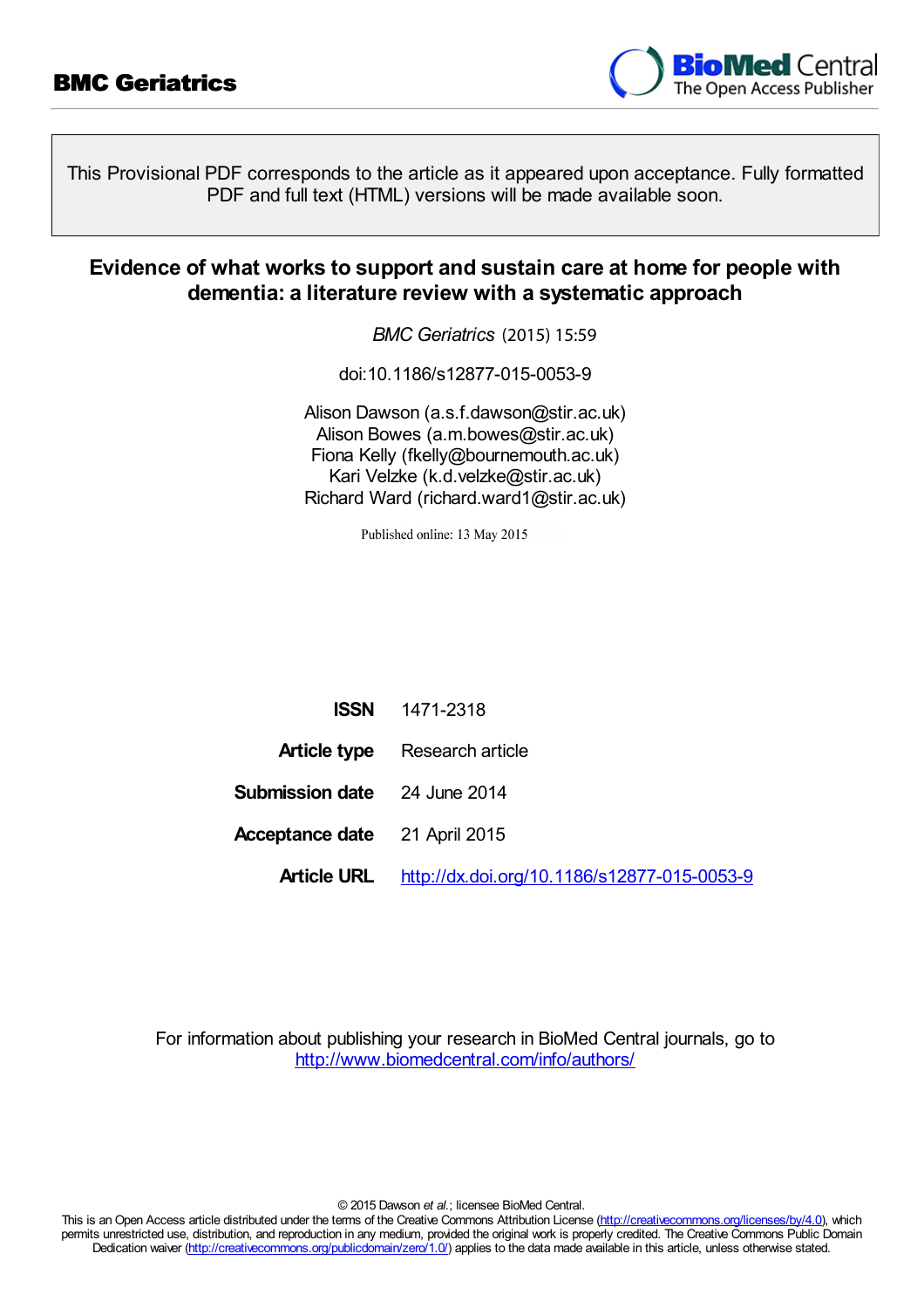**BMC Geriatrics**

This Provisional PDF corresponds to the article as it appeared upon acceptance. Fully formatted PDF and full text (HTML) versions will be made available soon.

# Evidence of what works to support and sustain care at home for people with dementia: a literature review with a systematic approach

*BMC Geriatrics* (2015) 15:59

doi:10.1186/s12877-015-0053-9

Alison Dawson (a.s.f.dawson@stir.ac.uk)
Alison Bowes (a.m.bowes@stir.ac.uk)
Fiona Kelly (fkelly@bournemouth.ac.uk)
Kari Velzke (k.d.velzke@stir.ac.uk)
Richard Ward (richard.ward1@stir.ac.uk)

Published online: 13 May 2015

| | |
|---|---|
| **ISSN** | 1471-2318 |
| **Article type** | Research article |
| **Submission date** | 24 June 2014 |
| **Acceptance date** | 21 April 2015 |
| **Article URL** | http://dx.doi.org/10.1186/s12877-015-0053-9 |

For information about publishing your research in BioMed Central journals, go to http://www.biomedcentral.com/info/authors/

© 2015 Dawson *et al.*; licensee BioMed Central.
This is an Open Access article distributed under the terms of the Creative Commons Attribution License (http://creativecommons.org/licenses/by/4.0), which permits unrestricted use, distribution, and reproduction in any medium, provided the original work is properly credited. The Creative Commons Public Domain Dedication waiver (http://creativecommons.org/publicdomain/zero/1.0/) applies to the data made available in this article, unless otherwise stated.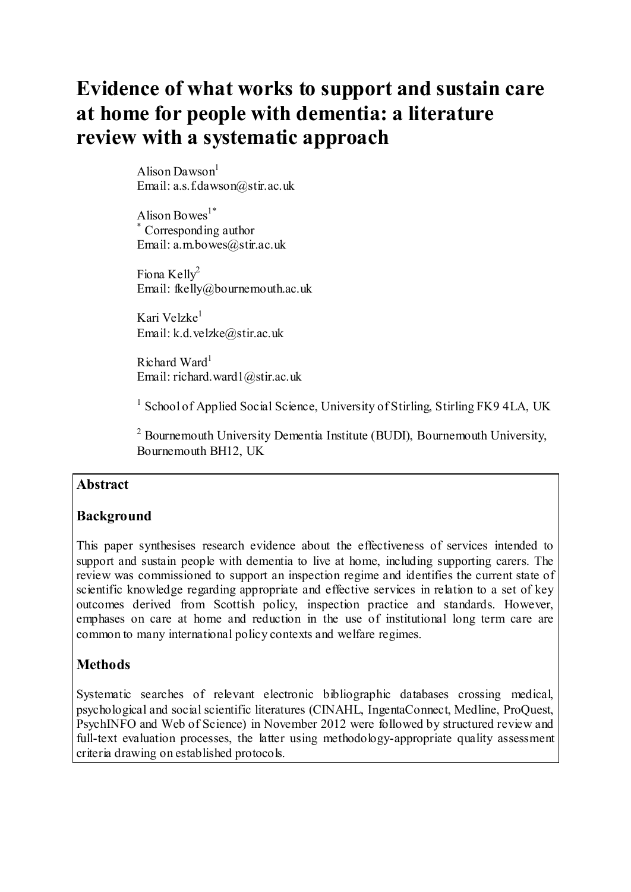# Evidence of what works to support and sustain care at home for people with dementia: a literature review with a systematic approach

Alison Dawson[1]
Email: a.s.f.dawson@stir.ac.uk

Alison Bowes[1*]
[*] Corresponding author
Email: a.m.bowes@stir.ac.uk

Fiona Kelly[2]
Email: fkelly@bournemouth.ac.uk

Kari Velzke[1]
Email: k.d.velzke@stir.ac.uk

Richard Ward[1]
Email: richard.ward1@stir.ac.uk

[1] School of Applied Social Science, University of Stirling, Stirling FK9 4LA, UK

[2] Bournemouth University Dementia Institute (BUDI), Bournemouth University, Bournemouth BH12, UK

## Abstract

### Background

This paper synthesises research evidence about the effectiveness of services intended to support and sustain people with dementia to live at home, including supporting carers. The review was commissioned to support an inspection regime and identifies the current state of scientific knowledge regarding appropriate and effective services in relation to a set of key outcomes derived from Scottish policy, inspection practice and standards. However, emphases on care at home and reduction in the use of institutional long term care are common to many international policy contexts and welfare regimes.

### Methods

Systematic searches of relevant electronic bibliographic databases crossing medical, psychological and social scientific literatures (CINAHL, IngentaConnect, Medline, ProQuest, PsychINFO and Web of Science) in November 2012 were followed by structured review and full-text evaluation processes, the latter using methodology-appropriate quality assessment criteria drawing on established protocols.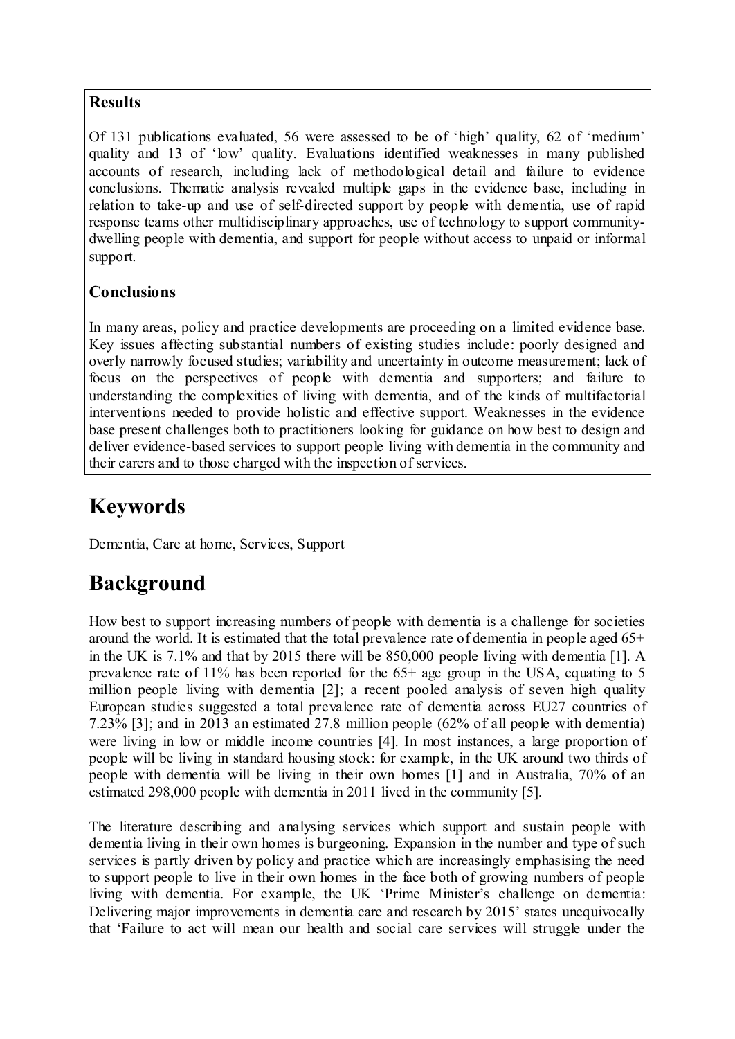### Results

Of 131 publications evaluated, 56 were assessed to be of 'high' quality, 62 of 'medium' quality and 13 of 'low' quality. Evaluations identified weaknesses in many published accounts of research, including lack of methodological detail and failure to evidence conclusions. Thematic analysis revealed multiple gaps in the evidence base, including in relation to take-up and use of self-directed support by people with dementia, use of rapid response teams other multidisciplinary approaches, use of technology to support community-dwelling people with dementia, and support for people without access to unpaid or informal support.

### Conclusions

In many areas, policy and practice developments are proceeding on a limited evidence base. Key issues affecting substantial numbers of existing studies include: poorly designed and overly narrowly focused studies; variability and uncertainty in outcome measurement; lack of focus on the perspectives of people with dementia and supporters; and failure to understanding the complexities of living with dementia, and of the kinds of multifactorial interventions needed to provide holistic and effective support. Weaknesses in the evidence base present challenges both to practitioners looking for guidance on how best to design and deliver evidence-based services to support people living with dementia in the community and their carers and to those charged with the inspection of services.

## Keywords

Dementia, Care at home, Services, Support

## Background

How best to support increasing numbers of people with dementia is a challenge for societies around the world. It is estimated that the total prevalence rate of dementia in people aged 65+ in the UK is 7.1% and that by 2015 there will be 850,000 people living with dementia [1]. A prevalence rate of 11% has been reported for the 65+ age group in the USA, equating to 5 million people living with dementia [2]; a recent pooled analysis of seven high quality European studies suggested a total prevalence rate of dementia across EU27 countries of 7.23% [3]; and in 2013 an estimated 27.8 million people (62% of all people with dementia) were living in low or middle income countries [4]. In most instances, a large proportion of people will be living in standard housing stock: for example, in the UK around two thirds of people with dementia will be living in their own homes [1] and in Australia, 70% of an estimated 298,000 people with dementia in 2011 lived in the community [5].

The literature describing and analysing services which support and sustain people with dementia living in their own homes is burgeoning. Expansion in the number and type of such services is partly driven by policy and practice which are increasingly emphasising the need to support people to live in their own homes in the face both of growing numbers of people living with dementia. For example, the UK 'Prime Minister's challenge on dementia: Delivering major improvements in dementia care and research by 2015' states unequivocally that 'Failure to act will mean our health and social care services will struggle under the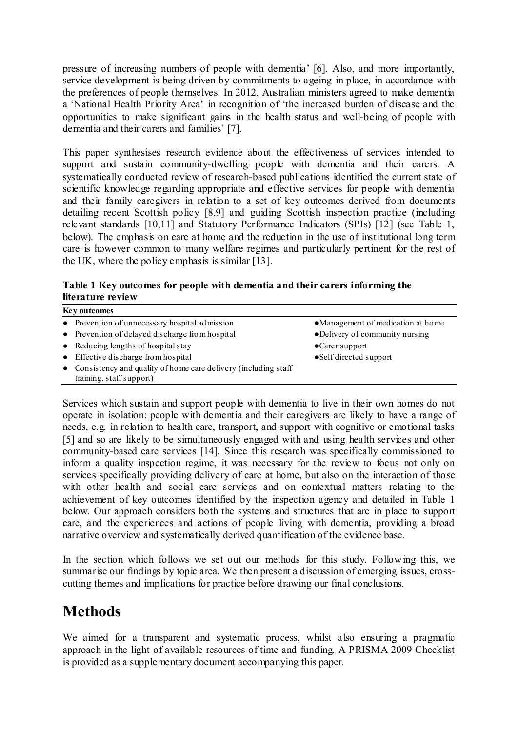pressure of increasing numbers of people with dementia' [6]. Also, and more importantly, service development is being driven by commitments to ageing in place, in accordance with the preferences of people themselves. In 2012, Australian ministers agreed to make dementia a 'National Health Priority Area' in recognition of 'the increased burden of disease and the opportunities to make significant gains in the health status and well-being of people with dementia and their carers and families' [7].

This paper synthesises research evidence about the effectiveness of services intended to support and sustain community-dwelling people with dementia and their carers. A systematically conducted review of research-based publications identified the current state of scientific knowledge regarding appropriate and effective services for people with dementia and their family caregivers in relation to a set of key outcomes derived from documents detailing recent Scottish policy [8,9] and guiding Scottish inspection practice (including relevant standards [10,11] and Statutory Performance Indicators (SPIs) [12] (see Table 1, below). The emphasis on care at home and the reduction in the use of institutional long term care is however common to many welfare regimes and particularly pertinent for the rest of the UK, where the policy emphasis is similar [13].

**Table 1 Key outcomes for people with dementia and their carers informing the literature review**

| **Key outcomes** | |
|---|---|
| ● Prevention of unnecessary hospital admission | ● Management of medication at home |
| ● Prevention of delayed discharge from hospital | ● Delivery of community nursing |
| ● Reducing lengths of hospital stay | ● Carer support |
| ● Effective discharge from hospital | ● Self directed support |
| ● Consistency and quality of home care delivery (including staff training, staff support) | |

Services which sustain and support people with dementia to live in their own homes do not operate in isolation: people with dementia and their caregivers are likely to have a range of needs, e.g. in relation to health care, transport, and support with cognitive or emotional tasks [5] and so are likely to be simultaneously engaged with and using health services and other community-based care services [14]. Since this research was specifically commissioned to inform a quality inspection regime, it was necessary for the review to focus not only on services specifically providing delivery of care at home, but also on the interaction of those with other health and social care services and on contextual matters relating to the achievement of key outcomes identified by the inspection agency and detailed in Table 1 below. Our approach considers both the systems and structures that are in place to support care, and the experiences and actions of people living with dementia, providing a broad narrative overview and systematically derived quantification of the evidence base.

In the section which follows we set out our methods for this study. Following this, we summarise our findings by topic area. We then present a discussion of emerging issues, cross-cutting themes and implications for practice before drawing our final conclusions.

# Methods

We aimed for a transparent and systematic process, whilst also ensuring a pragmatic approach in the light of available resources of time and funding. A PRISMA 2009 Checklist is provided as a supplementary document accompanying this paper.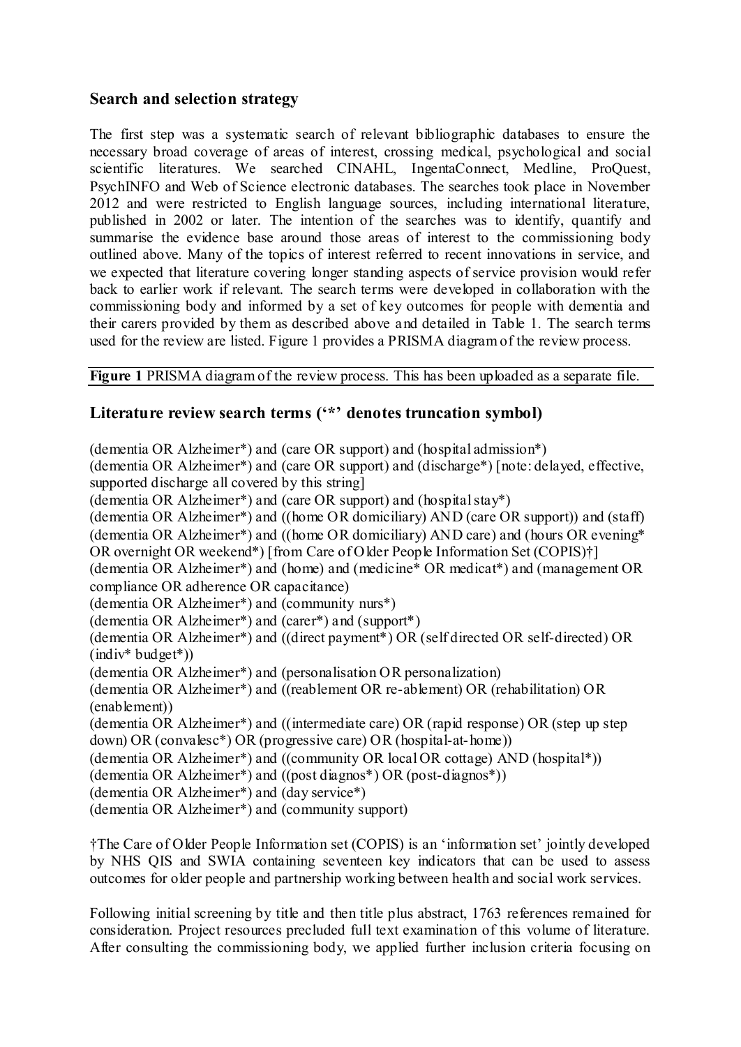## Search and selection strategy

The first step was a systematic search of relevant bibliographic databases to ensure the necessary broad coverage of areas of interest, crossing medical, psychological and social scientific literatures. We searched CINAHL, IngentaConnect, Medline, ProQuest, PsychINFO and Web of Science electronic databases. The searches took place in November 2012 and were restricted to English language sources, including international literature, published in 2002 or later. The intention of the searches was to identify, quantify and summarise the evidence base around those areas of interest to the commissioning body outlined above. Many of the topics of interest referred to recent innovations in service, and we expected that literature covering longer standing aspects of service provision would refer back to earlier work if relevant. The search terms were developed in collaboration with the commissioning body and informed by a set of key outcomes for people with dementia and their carers provided by them as described above and detailed in Table 1. The search terms used for the review are listed. Figure 1 provides a PRISMA diagram of the review process.

**Figure 1** PRISMA diagram of the review process. This has been uploaded as a separate file.

## Literature review search terms ('*' denotes truncation symbol)

(dementia OR Alzheimer*) and (care OR support) and (hospital admission*)
(dementia OR Alzheimer*) and (care OR support) and (discharge*) [note: delayed, effective, supported discharge all covered by this string]
(dementia OR Alzheimer*) and (care OR support) and (hospital stay*)
(dementia OR Alzheimer*) and ((home OR domiciliary) AND (care OR support)) and (staff)
(dementia OR Alzheimer*) and ((home OR domiciliary) AND care) and (hours OR evening* OR overnight OR weekend*) [from Care of Older People Information Set (COPIS)†]
(dementia OR Alzheimer*) and (home) and (medicine* OR medicat*) and (management OR compliance OR adherence OR capacitance)
(dementia OR Alzheimer*) and (community nurs*)
(dementia OR Alzheimer*) and (carer*) and (support*)
(dementia OR Alzheimer*) and ((direct payment*) OR (self directed OR self-directed) OR (indiv* budget*))
(dementia OR Alzheimer*) and (personalisation OR personalization)
(dementia OR Alzheimer*) and ((reablement OR re-ablement) OR (rehabilitation) OR (enablement))
(dementia OR Alzheimer*) and ((intermediate care) OR (rapid response) OR (step up step down) OR (convalesc*) OR (progressive care) OR (hospital-at-home))
(dementia OR Alzheimer*) and ((community OR local OR cottage) AND (hospital*))
(dementia OR Alzheimer*) and ((post diagnos*) OR (post-diagnos*))
(dementia OR Alzheimer*) and (day service*)
(dementia OR Alzheimer*) and (community support)

†The Care of Older People Information set (COPIS) is an 'information set' jointly developed by NHS QIS and SWIA containing seventeen key indicators that can be used to assess outcomes for older people and partnership working between health and social work services.

Following initial screening by title and then title plus abstract, 1763 references remained for consideration. Project resources precluded full text examination of this volume of literature. After consulting the commissioning body, we applied further inclusion criteria focusing on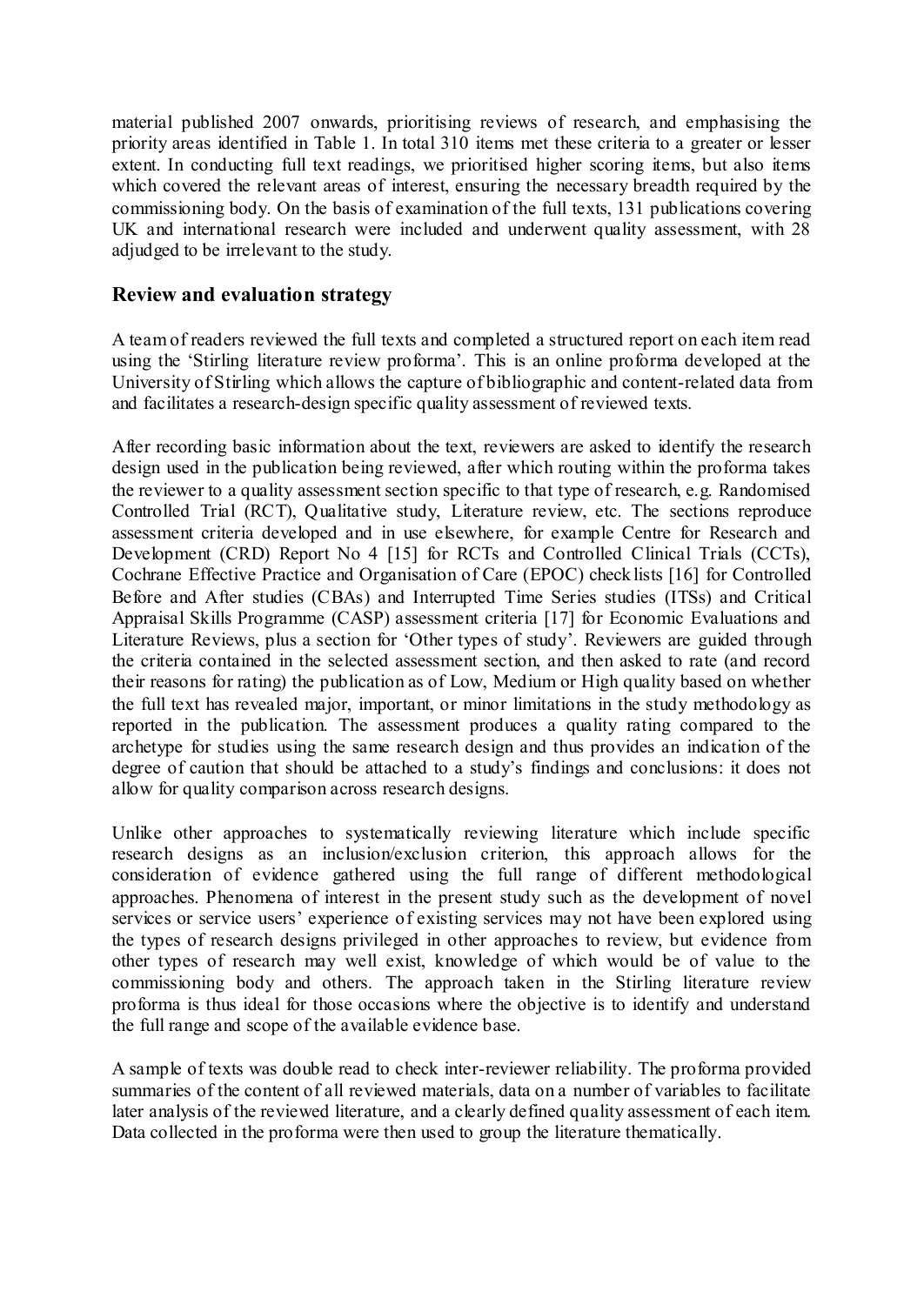material published 2007 onwards, prioritising reviews of research, and emphasising the priority areas identified in Table 1. In total 310 items met these criteria to a greater or lesser extent. In conducting full text readings, we prioritised higher scoring items, but also items which covered the relevant areas of interest, ensuring the necessary breadth required by the commissioning body. On the basis of examination of the full texts, 131 publications covering UK and international research were included and underwent quality assessment, with 28 adjudged to be irrelevant to the study.

## Review and evaluation strategy

A team of readers reviewed the full texts and completed a structured report on each item read using the 'Stirling literature review proforma'. This is an online proforma developed at the University of Stirling which allows the capture of bibliographic and content-related data from and facilitates a research-design specific quality assessment of reviewed texts.

After recording basic information about the text, reviewers are asked to identify the research design used in the publication being reviewed, after which routing within the proforma takes the reviewer to a quality assessment section specific to that type of research, e.g. Randomised Controlled Trial (RCT), Qualitative study, Literature review, etc. The sections reproduce assessment criteria developed and in use elsewhere, for example Centre for Research and Development (CRD) Report No 4 [15] for RCTs and Controlled Clinical Trials (CCTs), Cochrane Effective Practice and Organisation of Care (EPOC) check lists [16] for Controlled Before and After studies (CBAs) and Interrupted Time Series studies (ITSs) and Critical Appraisal Skills Programme (CASP) assessment criteria [17] for Economic Evaluations and Literature Reviews, plus a section for 'Other types of study'. Reviewers are guided through the criteria contained in the selected assessment section, and then asked to rate (and record their reasons for rating) the publication as of Low, Medium or High quality based on whether the full text has revealed major, important, or minor limitations in the study methodology as reported in the publication. The assessment produces a quality rating compared to the archetype for studies using the same research design and thus provides an indication of the degree of caution that should be attached to a study's findings and conclusions: it does not allow for quality comparison across research designs.

Unlike other approaches to systematically reviewing literature which include specific research designs as an inclusion/exclusion criterion, this approach allows for the consideration of evidence gathered using the full range of different methodological approaches. Phenomena of interest in the present study such as the development of novel services or service users' experience of existing services may not have been explored using the types of research designs privileged in other approaches to review, but evidence from other types of research may well exist, knowledge of which would be of value to the commissioning body and others. The approach taken in the Stirling literature review proforma is thus ideal for those occasions where the objective is to identify and understand the full range and scope of the available evidence base.

A sample of texts was double read to check inter-reviewer reliability. The proforma provided summaries of the content of all reviewed materials, data on a number of variables to facilitate later analysis of the reviewed literature, and a clearly defined quality assessment of each item. Data collected in the proforma were then used to group the literature thematically.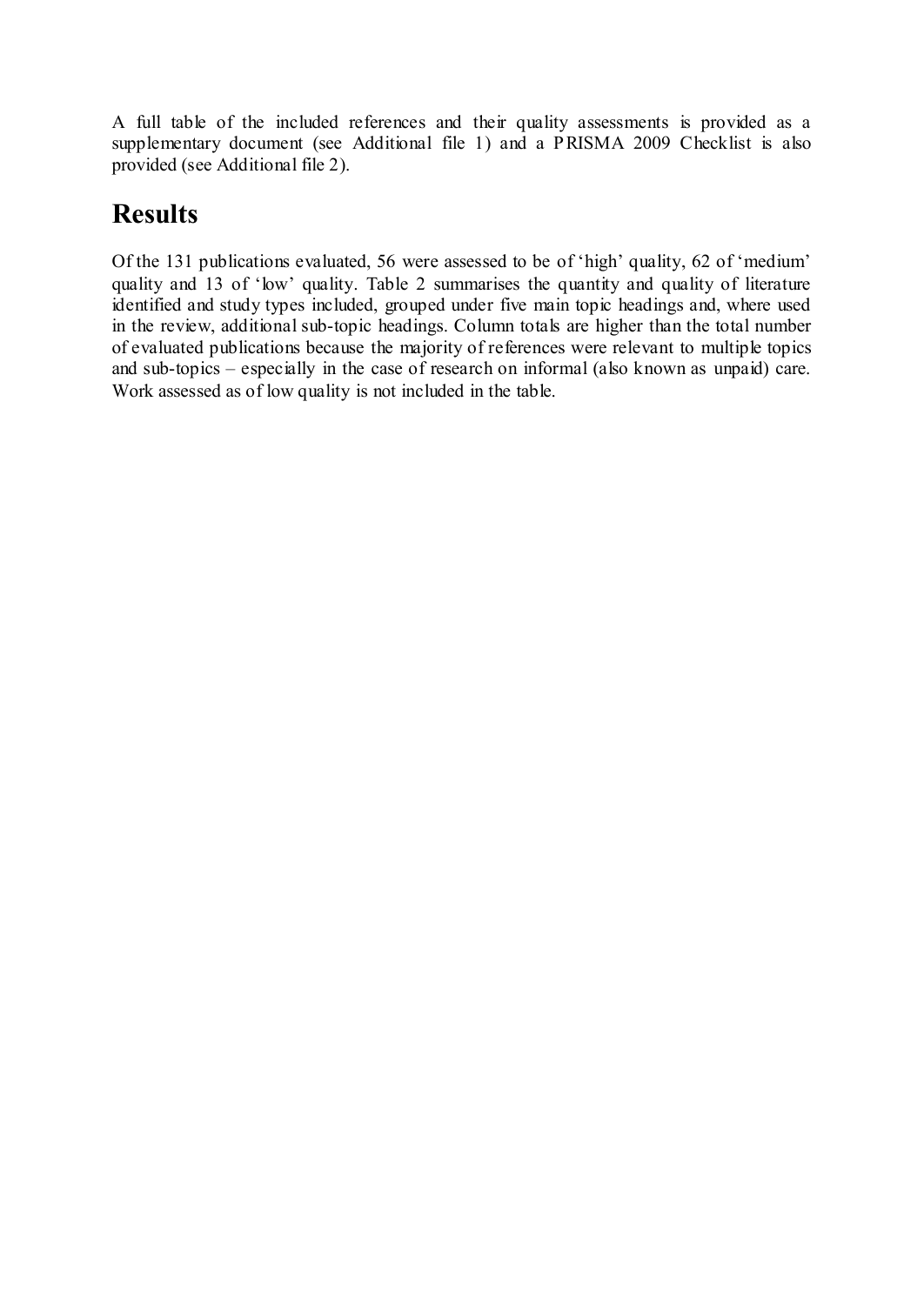A full table of the included references and their quality assessments is provided as a supplementary document (see Additional file 1) and a PRISMA 2009 Checklist is also provided (see Additional file 2).

# Results

Of the 131 publications evaluated, 56 were assessed to be of 'high' quality, 62 of 'medium' quality and 13 of 'low' quality. Table 2 summarises the quantity and quality of literature identified and study types included, grouped under five main topic headings and, where used in the review, additional sub-topic headings. Column totals are higher than the total number of evaluated publications because the majority of references were relevant to multiple topics and sub-topics – especially in the case of research on informal (also known as unpaid) care. Work assessed as of low quality is not included in the table.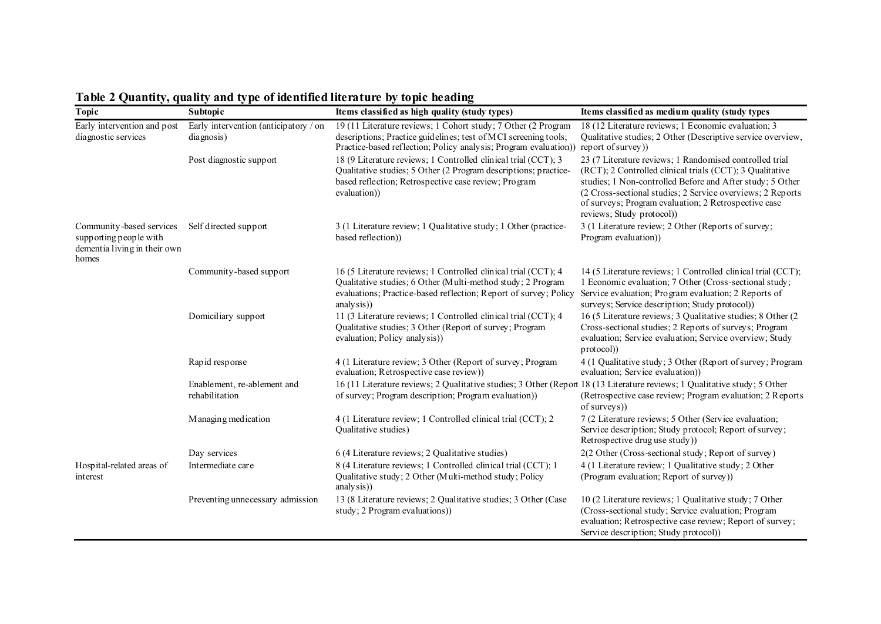**Table 2 Quantity, quality and type of identified literature by topic heading**

| Topic | Subtopic | Items classified as high quality (study types) | Items classified as medium quality (study types |
|---|---|---|---|
| Early intervention and post diagnostic services | Early intervention (anticipatory / on diagnosis) | 19 (11 Literature reviews; 1 Cohort study; 7 Other (2 Program descriptions; Practice guidelines; test of MCI screening tools; Practice-based reflection; Policy analysis; Program evaluation)) | 18 (12 Literature reviews; 1 Economic evaluation; 3 Qualitative studies; 2 Other (Descriptive service overview, report of survey)) |
| | Post diagnostic support | 18 (9 Literature reviews; 1 Controlled clinical trial (CCT); 3 Qualitative studies; 5 Other (2 Program descriptions; practice-based reflection; Retrospective case review; Program evaluation)) | 23 (7 Literature reviews; 1 Randomised controlled trial (RCT); 2 Controlled clinical trials (CCT); 3 Qualitative studies; 1 Non-controlled Before and After study; 5 Other (2 Cross-sectional studies; 2 Service overviews; 2 Reports of surveys; Program evaluation; 2 Retrospective case reviews; Study protocol)) |
| Community-based services supporting people with dementia living in their own homes | Self directed support | 3 (1 Literature review; 1 Qualitative study; 1 Other (practice-based reflection)) | 3 (1 Literature review; 2 Other (Reports of survey; Program evaluation)) |
| | Community-based support | 16 (5 Literature reviews; 1 Controlled clinical trial (CCT); 4 Qualitative studies; 6 Other (Multi-method study; 2 Program evaluations; Practice-based reflection; Report of survey; Policy analysis)) | 14 (5 Literature reviews; 1 Controlled clinical trial (CCT); 1 Economic evaluation; 7 Other (Cross-sectional study; Service evaluation; Program evaluation; 2 Reports of surveys; Service description; Study protocol)) |
| | Domiciliary support | 11 (3 Literature reviews; 1 Controlled clinical trial (CCT); 4 Qualitative studies; 3 Other (Report of survey; Program evaluation; Policy analysis)) | 16 (5 Literature reviews; 3 Qualitative studies; 8 Other (2 Cross-sectional studies; 2 Reports of surveys; Program evaluation; Service evaluation; Service overview; Study protocol)) |
| | Rapid response | 4 (1 Literature review; 3 Other (Report of survey; Program evaluation; Retrospective case review)) | 4 (1 Qualitative study; 3 Other (Report of survey; Program evaluation; Service evaluation)) |
| | Enablement, re-ablement and rehabilitation | 16 (11 Literature reviews; 2 Qualitative studies; 3 Other (Report of survey; Program description; Program evaluation)) | 18 (13 Literature reviews; 1 Qualitative study; 5 Other (Retrospective case review; Program evaluation; 2 Reports of surveys)) |
| | Managing medication | 4 (1 Literature review; 1 Controlled clinical trial (CCT); 2 Qualitative studies) | 7 (2 Literature reviews; 5 Other (Service evaluation; Service description; Study protocol; Report of survey; Retrospective drug use study)) |
| | Day services | 6 (4 Literature reviews; 2 Qualitative studies) | 2(2 Other (Cross-sectional study; Report of survey) |
| Hospital-related areas of interest | Intermediate care | 8 (4 Literature reviews; 1 Controlled clinical trial (CCT); 1 Qualitative study; 2 Other (Multi-method study; Policy analysis)) | 4 (1 Literature review; 1 Qualitative study; 2 Other (Program evaluation; Report of survey)) |
| | Preventing unnecessary admission | 13 (8 Literature reviews; 2 Qualitative studies; 3 Other (Case study; 2 Program evaluations)) | 10 (2 Literature reviews; 1 Qualitative study; 7 Other (Cross-sectional study; Service evaluation; Program evaluation; Retrospective case review; Report of survey; Service description; Study protocol)) |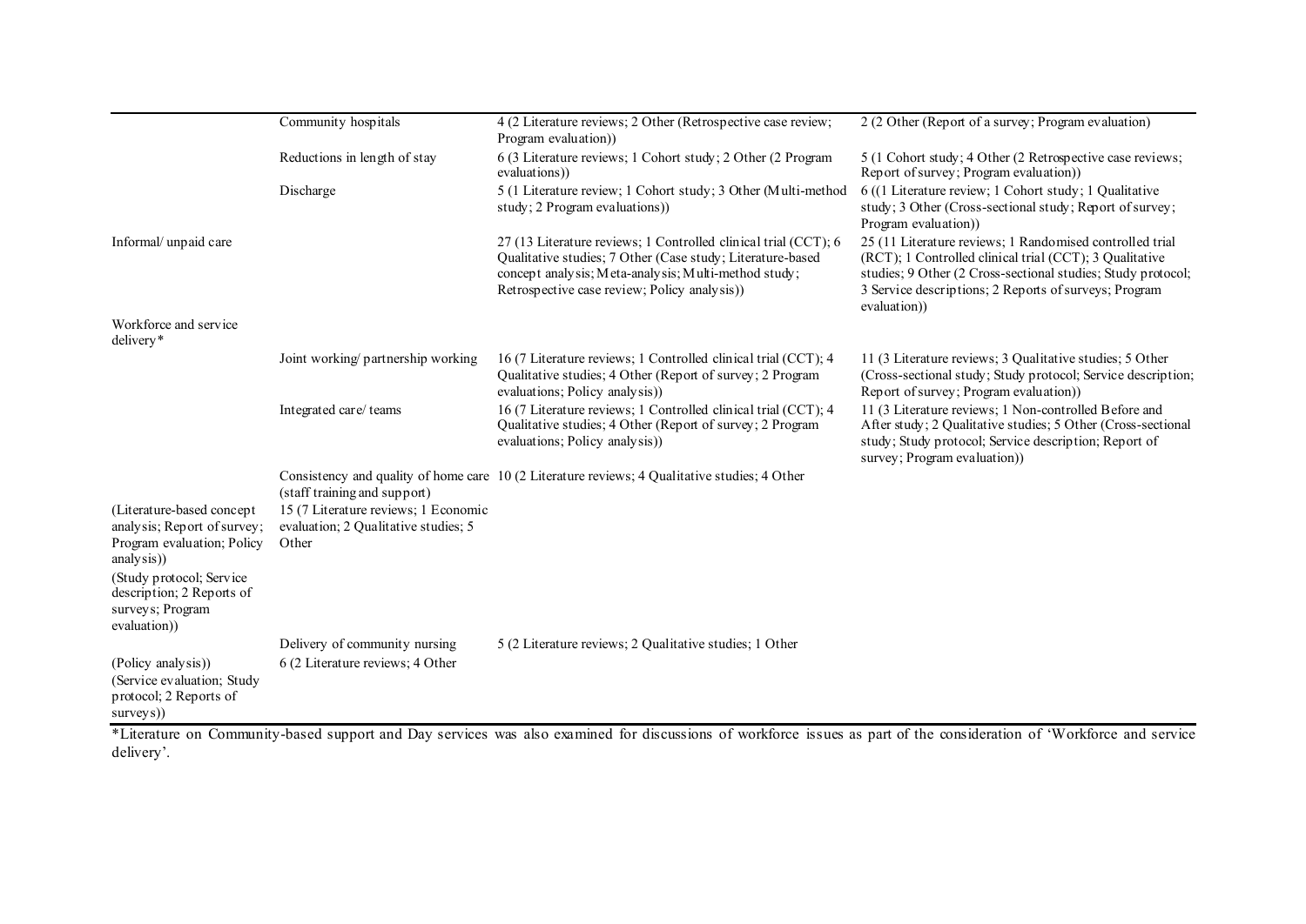| | | | |
|---|---|---|---|
| | Community hospitals | 4 (2 Literature reviews; 2 Other (Retrospective case review; Program evaluation)) | 2 (2 Other (Report of a survey; Program evaluation) |
| | Reductions in length of stay | 6 (3 Literature reviews; 1 Cohort study; 2 Other (2 Program evaluations)) | 5 (1 Cohort study; 4 Other (2 Retrospective case reviews; Report of survey; Program evaluation)) |
| | Discharge | 5 (1 Literature review; 1 Cohort study; 3 Other (Multi-method study; 2 Program evaluations)) | 6 ((1 Literature review; 1 Cohort study; 1 Qualitative study; 3 Other (Cross-sectional study; Report of survey; Program evaluation)) |
| Informal/ unpaid care | | 27 (13 Literature reviews; 1 Controlled clinical trial (CCT); 6 Qualitative studies; 7 Other (Case study; Literature-based concept analysis; Meta-analysis; Multi-method study; Retrospective case review; Policy analysis)) | 25 (11 Literature reviews; 1 Randomised controlled trial (RCT); 1 Controlled clinical trial (CCT); 3 Qualitative studies; 9 Other (2 Cross-sectional studies; Study protocol; 3 Service descriptions; 2 Reports of surveys; Program evaluation)) |
| Workforce and service delivery* | | | |
| | Joint working/ partnership working | 16 (7 Literature reviews; 1 Controlled clinical trial (CCT); 4 Qualitative studies; 4 Other (Report of survey; 2 Program evaluations; Policy analysis)) | 11 (3 Literature reviews; 3 Qualitative studies; 5 Other (Cross-sectional study; Study protocol; Service description; Report of survey; Program evaluation)) |
| | Integrated care/ teams | 16 (7 Literature reviews; 1 Controlled clinical trial (CCT); 4 Qualitative studies; 4 Other (Report of survey; 2 Program evaluations; Policy analysis)) | 11 (3 Literature reviews; 1 Non-controlled Before and After study; 2 Qualitative studies; 5 Other (Cross-sectional study; Study protocol; Service description; Report of survey; Program evaluation)) |
| | Consistency and quality of home care (staff training and support) | 10 (2 Literature reviews; 4 Qualitative studies; 4 Other | |
| (Literature-based concept analysis; Report of survey; Program evaluation; Policy analysis)) | 15 (7 Literature reviews; 1 Economic evaluation; 2 Qualitative studies; 5 Other | | |
| (Study protocol; Service description; 2 Reports of surveys; Program evaluation)) | | | |
| | Delivery of community nursing | 5 (2 Literature reviews; 2 Qualitative studies; 1 Other | |
| (Policy analysis)) | 6 (2 Literature reviews; 4 Other | | |
| (Service evaluation; Study protocol; 2 Reports of surveys)) | | | |

*Literature on Community-based support and Day services was also examined for discussions of workforce issues as part of the consideration of 'Workforce and service delivery'.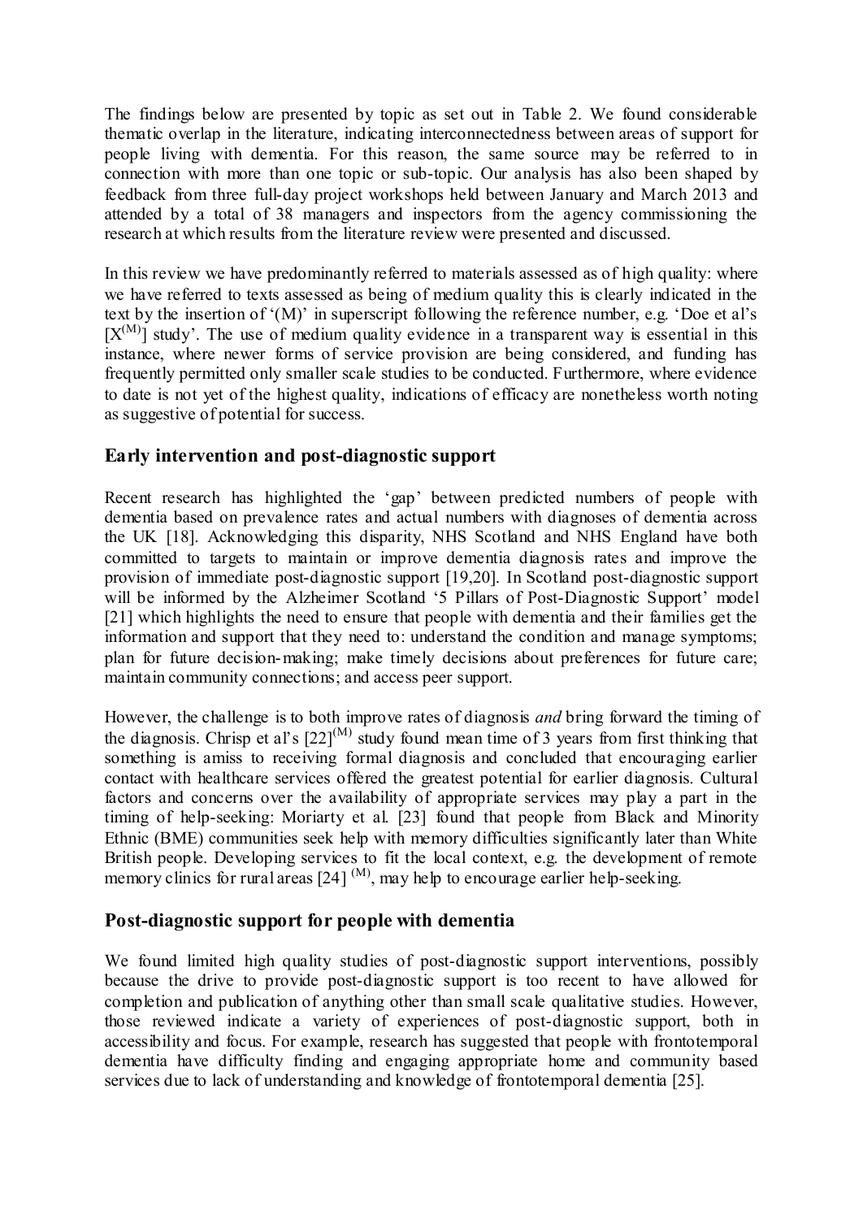The findings below are presented by topic as set out in Table 2. We found considerable thematic overlap in the literature, indicating interconnectedness between areas of support for people living with dementia. For this reason, the same source may be referred to in connection with more than one topic or sub-topic. Our analysis has also been shaped by feedback from three full-day project workshops held between January and March 2013 and attended by a total of 38 managers and inspectors from the agency commissioning the research at which results from the literature review were presented and discussed.

In this review we have predominantly referred to materials assessed as of high quality: where we have referred to texts assessed as being of medium quality this is clearly indicated in the text by the insertion of '(M)' in superscript following the reference number, e.g. 'Doe et al's [X(M)] study'. The use of medium quality evidence in a transparent way is essential in this instance, where newer forms of service provision are being considered, and funding has frequently permitted only smaller scale studies to be conducted. Furthermore, where evidence to date is not yet of the highest quality, indications of efficacy are nonetheless worth noting as suggestive of potential for success.

## Early intervention and post-diagnostic support

Recent research has highlighted the 'gap' between predicted numbers of people with dementia based on prevalence rates and actual numbers with diagnoses of dementia across the UK [18]. Acknowledging this disparity, NHS Scotland and NHS England have both committed to targets to maintain or improve dementia diagnosis rates and improve the provision of immediate post-diagnostic support [19,20]. In Scotland post-diagnostic support will be informed by the Alzheimer Scotland '5 Pillars of Post-Diagnostic Support' model [21] which highlights the need to ensure that people with dementia and their families get the information and support that they need to: understand the condition and manage symptoms; plan for future decision-making; make timely decisions about preferences for future care; maintain community connections; and access peer support.

However, the challenge is to both improve rates of diagnosis *and* bring forward the timing of the diagnosis. Chrisp et al's [22](M) study found mean time of 3 years from first thinking that something is amiss to receiving formal diagnosis and concluded that encouraging earlier contact with healthcare services offered the greatest potential for earlier diagnosis. Cultural factors and concerns over the availability of appropriate services may play a part in the timing of help-seeking: Moriarty et al. [23] found that people from Black and Minority Ethnic (BME) communities seek help with memory difficulties significantly later than White British people. Developing services to fit the local context, e.g. the development of remote memory clinics for rural areas [24] (M), may help to encourage earlier help-seeking.

## Post-diagnostic support for people with dementia

We found limited high quality studies of post-diagnostic support interventions, possibly because the drive to provide post-diagnostic support is too recent to have allowed for completion and publication of anything other than small scale qualitative studies. However, those reviewed indicate a variety of experiences of post-diagnostic support, both in accessibility and focus. For example, research has suggested that people with frontotemporal dementia have difficulty finding and engaging appropriate home and community based services due to lack of understanding and knowledge of frontotemporal dementia [25].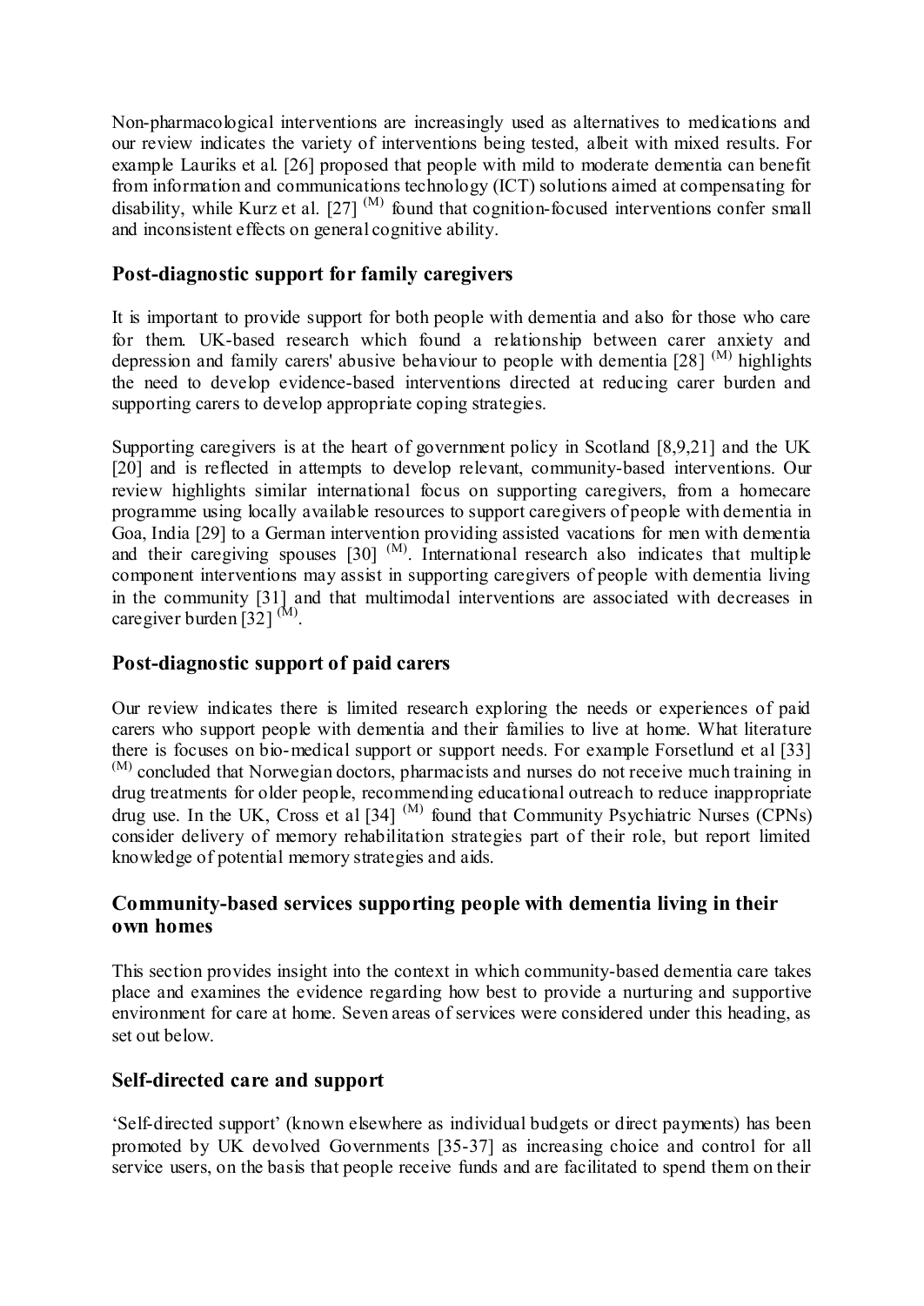Non-pharmacological interventions are increasingly used as alternatives to medications and our review indicates the variety of interventions being tested, albeit with mixed results. For example Lauriks et al. [26] proposed that people with mild to moderate dementia can benefit from information and communications technology (ICT) solutions aimed at compensating for disability, while Kurz et al. [27] (M) found that cognition-focused interventions confer small and inconsistent effects on general cognitive ability.

## Post-diagnostic support for family caregivers

It is important to provide support for both people with dementia and also for those who care for them. UK-based research which found a relationship between carer anxiety and depression and family carers' abusive behaviour to people with dementia [28] (M) highlights the need to develop evidence-based interventions directed at reducing carer burden and supporting carers to develop appropriate coping strategies.

Supporting caregivers is at the heart of government policy in Scotland [8,9,21] and the UK [20] and is reflected in attempts to develop relevant, community-based interventions. Our review highlights similar international focus on supporting caregivers, from a homecare programme using locally available resources to support caregivers of people with dementia in Goa, India [29] to a German intervention providing assisted vacations for men with dementia and their caregiving spouses [30] (M). International research also indicates that multiple component interventions may assist in supporting caregivers of people with dementia living in the community [31] and that multimodal interventions are associated with decreases in caregiver burden [32] (M).

## Post-diagnostic support of paid carers

Our review indicates there is limited research exploring the needs or experiences of paid carers who support people with dementia and their families to live at home. What literature there is focuses on bio-medical support or support needs. For example Forsetlund et al [33] (M) concluded that Norwegian doctors, pharmacists and nurses do not receive much training in drug treatments for older people, recommending educational outreach to reduce inappropriate drug use. In the UK, Cross et al [34] (M) found that Community Psychiatric Nurses (CPNs) consider delivery of memory rehabilitation strategies part of their role, but report limited knowledge of potential memory strategies and aids.

## Community-based services supporting people with dementia living in their own homes

This section provides insight into the context in which community-based dementia care takes place and examines the evidence regarding how best to provide a nurturing and supportive environment for care at home. Seven areas of services were considered under this heading, as set out below.

## Self-directed care and support

'Self-directed support' (known elsewhere as individual budgets or direct payments) has been promoted by UK devolved Governments [35-37] as increasing choice and control for all service users, on the basis that people receive funds and are facilitated to spend them on their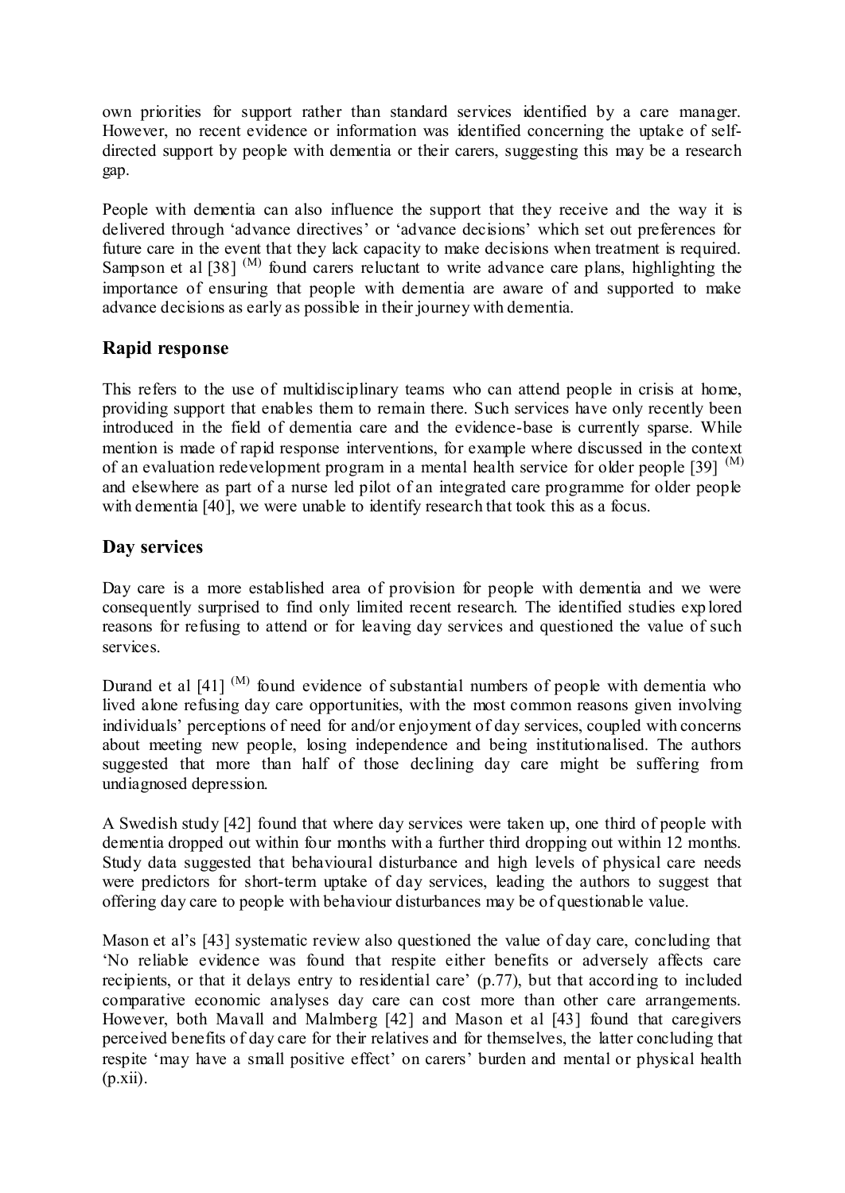own priorities for support rather than standard services identified by a care manager. However, no recent evidence or information was identified concerning the uptake of self-directed support by people with dementia or their carers, suggesting this may be a research gap.

People with dementia can also influence the support that they receive and the way it is delivered through 'advance directives' or 'advance decisions' which set out preferences for future care in the event that they lack capacity to make decisions when treatment is required. Sampson et al [38] (M) found carers reluctant to write advance care plans, highlighting the importance of ensuring that people with dementia are aware of and supported to make advance decisions as early as possible in their journey with dementia.

## Rapid response

This refers to the use of multidisciplinary teams who can attend people in crisis at home, providing support that enables them to remain there. Such services have only recently been introduced in the field of dementia care and the evidence-base is currently sparse. While mention is made of rapid response interventions, for example where discussed in the context of an evaluation redevelopment program in a mental health service for older people [39] (M) and elsewhere as part of a nurse led pilot of an integrated care programme for older people with dementia [40], we were unable to identify research that took this as a focus.

## Day services

Day care is a more established area of provision for people with dementia and we were consequently surprised to find only limited recent research. The identified studies explored reasons for refusing to attend or for leaving day services and questioned the value of such services.

Durand et al [41] (M) found evidence of substantial numbers of people with dementia who lived alone refusing day care opportunities, with the most common reasons given involving individuals' perceptions of need for and/or enjoyment of day services, coupled with concerns about meeting new people, losing independence and being institutionalised. The authors suggested that more than half of those declining day care might be suffering from undiagnosed depression.

A Swedish study [42] found that where day services were taken up, one third of people with dementia dropped out within four months with a further third dropping out within 12 months. Study data suggested that behavioural disturbance and high levels of physical care needs were predictors for short-term uptake of day services, leading the authors to suggest that offering day care to people with behaviour disturbances may be of questionable value.

Mason et al's [43] systematic review also questioned the value of day care, concluding that 'No reliable evidence was found that respite either benefits or adversely affects care recipients, or that it delays entry to residential care' (p.77), but that according to included comparative economic analyses day care can cost more than other care arrangements. However, both Mavall and Malmberg [42] and Mason et al [43] found that caregivers perceived benefits of day care for their relatives and for themselves, the latter concluding that respite 'may have a small positive effect' on carers' burden and mental or physical health (p.xii).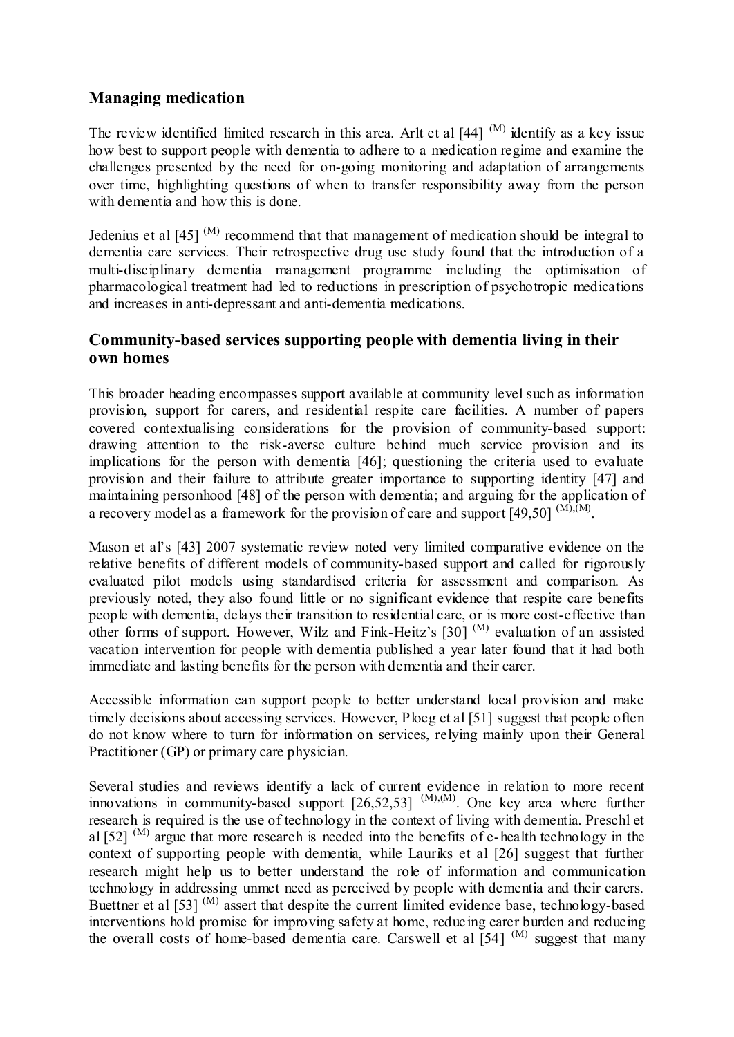## Managing medication

The review identified limited research in this area. Arlt et al [44] [(M)] identify as a key issue how best to support people with dementia to adhere to a medication regime and examine the challenges presented by the need for on-going monitoring and adaptation of arrangements over time, highlighting questions of when to transfer responsibility away from the person with dementia and how this is done.

Jedenius et al [45] [(M)] recommend that that management of medication should be integral to dementia care services. Their retrospective drug use study found that the introduction of a multi-disciplinary dementia management programme including the optimisation of pharmacological treatment had led to reductions in prescription of psychotropic medications and increases in anti-depressant and anti-dementia medications.

## Community-based services supporting people with dementia living in their own homes

This broader heading encompasses support available at community level such as information provision, support for carers, and residential respite care facilities. A number of papers covered contextualising considerations for the provision of community-based support: drawing attention to the risk-averse culture behind much service provision and its implications for the person with dementia [46]; questioning the criteria used to evaluate provision and their failure to attribute greater importance to supporting identity [47] and maintaining personhood [48] of the person with dementia; and arguing for the application of a recovery model as a framework for the provision of care and support [49,50] [(M),(M)].

Mason et al's [43] 2007 systematic review noted very limited comparative evidence on the relative benefits of different models of community-based support and called for rigorously evaluated pilot models using standardised criteria for assessment and comparison. As previously noted, they also found little or no significant evidence that respite care benefits people with dementia, delays their transition to residential care, or is more cost-effective than other forms of support. However, Wilz and Fink-Heitz's [30] [(M)] evaluation of an assisted vacation intervention for people with dementia published a year later found that it had both immediate and lasting benefits for the person with dementia and their carer.

Accessible information can support people to better understand local provision and make timely decisions about accessing services. However, Ploeg et al [51] suggest that people often do not know where to turn for information on services, relying mainly upon their General Practitioner (GP) or primary care physician.

Several studies and reviews identify a lack of current evidence in relation to more recent innovations in community-based support [26,52,53] [(M),(M)]. One key area where further research is required is the use of technology in the context of living with dementia. Preschl et al [52] [(M)] argue that more research is needed into the benefits of e-health technology in the context of supporting people with dementia, while Lauriks et al [26] suggest that further research might help us to better understand the role of information and communication technology in addressing unmet need as perceived by people with dementia and their carers. Buettner et al [53] [(M)] assert that despite the current limited evidence base, technology-based interventions hold promise for improving safety at home, reducing carer burden and reducing the overall costs of home-based dementia care. Carswell et al [54] [(M)] suggest that many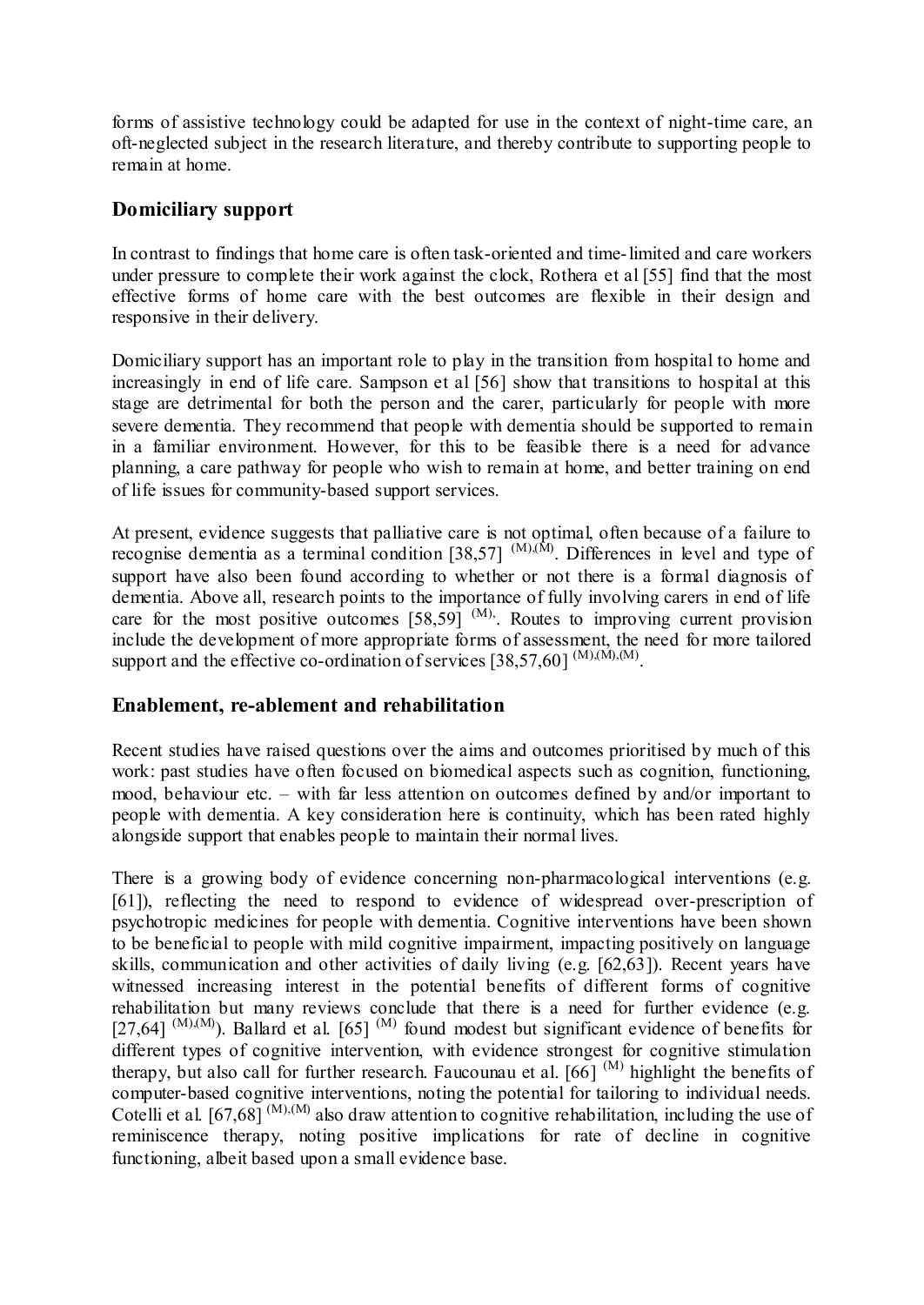forms of assistive technology could be adapted for use in the context of night-time care, an oft-neglected subject in the research literature, and thereby contribute to supporting people to remain at home.

## Domiciliary support

In contrast to findings that home care is often task-oriented and time-limited and care workers under pressure to complete their work against the clock, Rothera et al [55] find that the most effective forms of home care with the best outcomes are flexible in their design and responsive in their delivery.

Domiciliary support has an important role to play in the transition from hospital to home and increasingly in end of life care. Sampson et al [56] show that transitions to hospital at this stage are detrimental for both the person and the carer, particularly for people with more severe dementia. They recommend that people with dementia should be supported to remain in a familiar environment. However, for this to be feasible there is a need for advance planning, a care pathway for people who wish to remain at home, and better training on end of life issues for community-based support services.

At present, evidence suggests that palliative care is not optimal, often because of a failure to recognise dementia as a terminal condition [38,57] (M),(M). Differences in level and type of support have also been found according to whether or not there is a formal diagnosis of dementia. Above all, research points to the importance of fully involving carers in end of life care for the most positive outcomes [58,59] (M),. Routes to improving current provision include the development of more appropriate forms of assessment, the need for more tailored support and the effective co-ordination of services [38,57,60] (M),(M),(M).

## Enablement, re-ablement and rehabilitation

Recent studies have raised questions over the aims and outcomes prioritised by much of this work: past studies have often focused on biomedical aspects such as cognition, functioning, mood, behaviour etc. – with far less attention on outcomes defined by and/or important to people with dementia. A key consideration here is continuity, which has been rated highly alongside support that enables people to maintain their normal lives.

There is a growing body of evidence concerning non-pharmacological interventions (e.g. [61]), reflecting the need to respond to evidence of widespread over-prescription of psychotropic medicines for people with dementia. Cognitive interventions have been shown to be beneficial to people with mild cognitive impairment, impacting positively on language skills, communication and other activities of daily living (e.g. [62,63]). Recent years have witnessed increasing interest in the potential benefits of different forms of cognitive rehabilitation but many reviews conclude that there is a need for further evidence (e.g. [27,64] (M),(M)). Ballard et al. [65] (M) found modest but significant evidence of benefits for different types of cognitive intervention, with evidence strongest for cognitive stimulation therapy, but also call for further research. Faucounau et al. [66] (M) highlight the benefits of computer-based cognitive interventions, noting the potential for tailoring to individual needs. Cotelli et al. [67,68] (M),(M) also draw attention to cognitive rehabilitation, including the use of reminiscence therapy, noting positive implications for rate of decline in cognitive functioning, albeit based upon a small evidence base.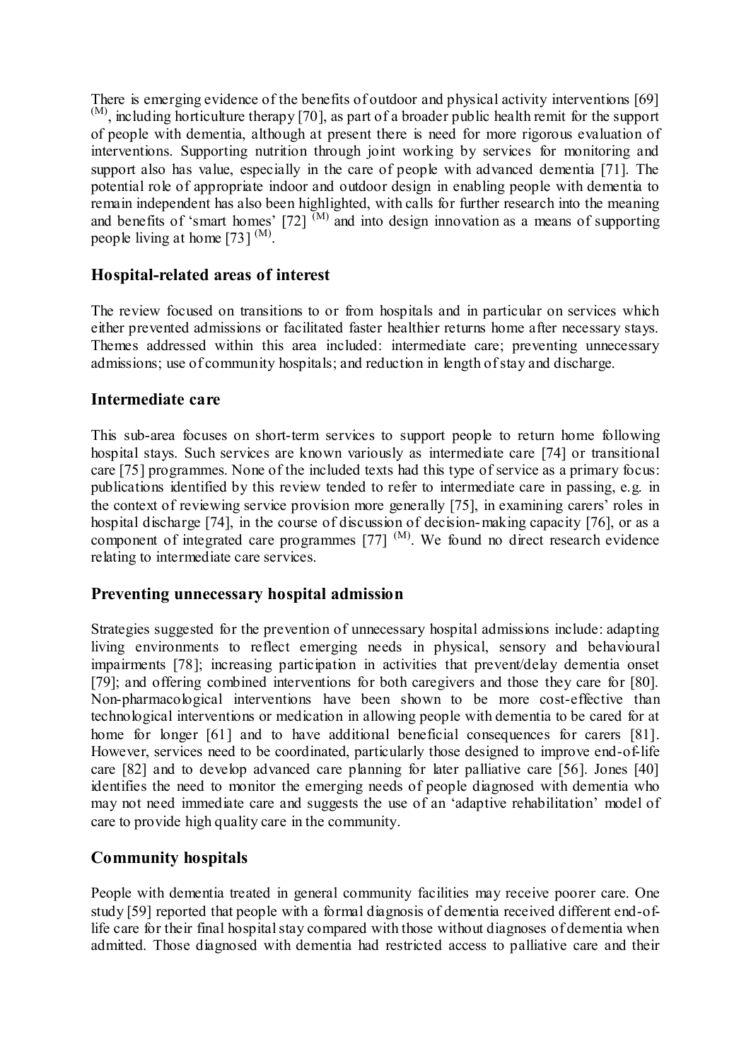There is emerging evidence of the benefits of outdoor and physical activity interventions [69] [(M)], including horticulture therapy [70], as part of a broader public health remit for the support of people with dementia, although at present there is need for more rigorous evaluation of interventions. Supporting nutrition through joint working by services for monitoring and support also has value, especially in the care of people with advanced dementia [71]. The potential role of appropriate indoor and outdoor design in enabling people with dementia to remain independent has also been highlighted, with calls for further research into the meaning and benefits of 'smart homes' [72] [(M)] and into design innovation as a means of supporting people living at home [73] [(M)].

## Hospital-related areas of interest

The review focused on transitions to or from hospitals and in particular on services which either prevented admissions or facilitated faster healthier returns home after necessary stays. Themes addressed within this area included: intermediate care; preventing unnecessary admissions; use of community hospitals; and reduction in length of stay and discharge.

## Intermediate care

This sub-area focuses on short-term services to support people to return home following hospital stays. Such services are known variously as intermediate care [74] or transitional care [75] programmes. None of the included texts had this type of service as a primary focus: publications identified by this review tended to refer to intermediate care in passing, e.g. in the context of reviewing service provision more generally [75], in examining carers' roles in hospital discharge [74], in the course of discussion of decision-making capacity [76], or as a component of integrated care programmes [77] [(M)]. We found no direct research evidence relating to intermediate care services.

## Preventing unnecessary hospital admission

Strategies suggested for the prevention of unnecessary hospital admissions include: adapting living environments to reflect emerging needs in physical, sensory and behavioural impairments [78]; increasing participation in activities that prevent/delay dementia onset [79]; and offering combined interventions for both caregivers and those they care for [80]. Non-pharmacological interventions have been shown to be more cost-effective than technological interventions or medication in allowing people with dementia to be cared for at home for longer [61] and to have additional beneficial consequences for carers [81]. However, services need to be coordinated, particularly those designed to improve end-of-life care [82] and to develop advanced care planning for later palliative care [56]. Jones [40] identifies the need to monitor the emerging needs of people diagnosed with dementia who may not need immediate care and suggests the use of an 'adaptive rehabilitation' model of care to provide high quality care in the community.

## Community hospitals

People with dementia treated in general community facilities may receive poorer care. One study [59] reported that people with a formal diagnosis of dementia received different end-of-life care for their final hospital stay compared with those without diagnoses of dementia when admitted. Those diagnosed with dementia had restricted access to palliative care and their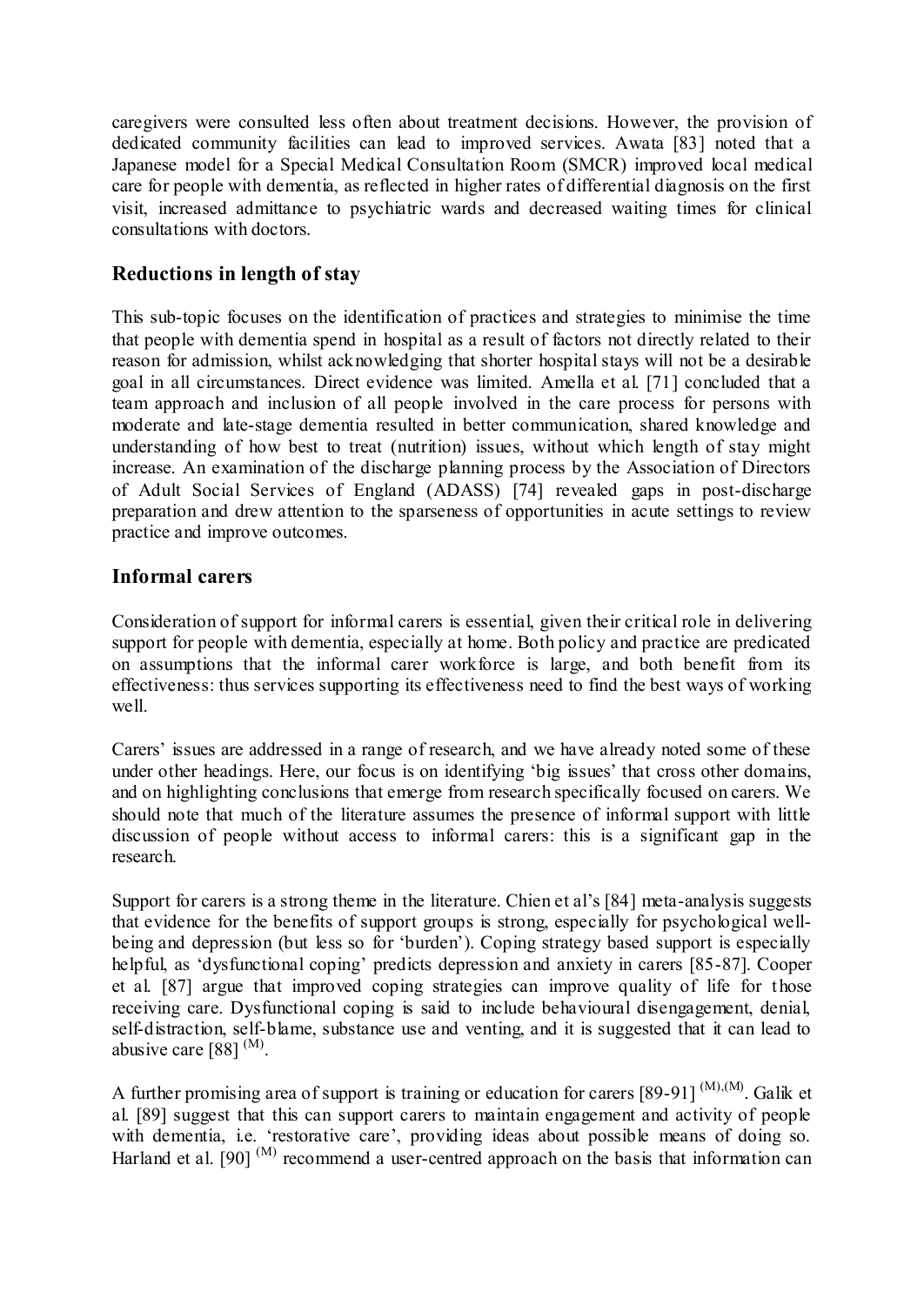caregivers were consulted less often about treatment decisions. However, the provision of dedicated community facilities can lead to improved services. Awata [83] noted that a Japanese model for a Special Medical Consultation Room (SMCR) improved local medical care for people with dementia, as reflected in higher rates of differential diagnosis on the first visit, increased admittance to psychiatric wards and decreased waiting times for clinical consultations with doctors.

## Reductions in length of stay

This sub-topic focuses on the identification of practices and strategies to minimise the time that people with dementia spend in hospital as a result of factors not directly related to their reason for admission, whilst acknowledging that shorter hospital stays will not be a desirable goal in all circumstances. Direct evidence was limited. Amella et al. [71] concluded that a team approach and inclusion of all people involved in the care process for persons with moderate and late-stage dementia resulted in better communication, shared knowledge and understanding of how best to treat (nutrition) issues, without which length of stay might increase. An examination of the discharge planning process by the Association of Directors of Adult Social Services of England (ADASS) [74] revealed gaps in post-discharge preparation and drew attention to the sparseness of opportunities in acute settings to review practice and improve outcomes.

## Informal carers

Consideration of support for informal carers is essential, given their critical role in delivering support for people with dementia, especially at home. Both policy and practice are predicated on assumptions that the informal carer workforce is large, and both benefit from its effectiveness: thus services supporting its effectiveness need to find the best ways of working well.

Carers' issues are addressed in a range of research, and we have already noted some of these under other headings. Here, our focus is on identifying 'big issues' that cross other domains, and on highlighting conclusions that emerge from research specifically focused on carers. We should note that much of the literature assumes the presence of informal support with little discussion of people without access to informal carers: this is a significant gap in the research.

Support for carers is a strong theme in the literature. Chien et al's [84] meta-analysis suggests that evidence for the benefits of support groups is strong, especially for psychological well-being and depression (but less so for 'burden'). Coping strategy based support is especially helpful, as 'dysfunctional coping' predicts depression and anxiety in carers [85-87]. Cooper et al. [87] argue that improved coping strategies can improve quality of life for those receiving care. Dysfunctional coping is said to include behavioural disengagement, denial, self-distraction, self-blame, substance use and venting, and it is suggested that it can lead to abusive care [88] (M).

A further promising area of support is training or education for carers [89-91] (M),(M). Galik et al. [89] suggest that this can support carers to maintain engagement and activity of people with dementia, i.e. 'restorative care', providing ideas about possible means of doing so. Harland et al. [90] (M) recommend a user-centred approach on the basis that information can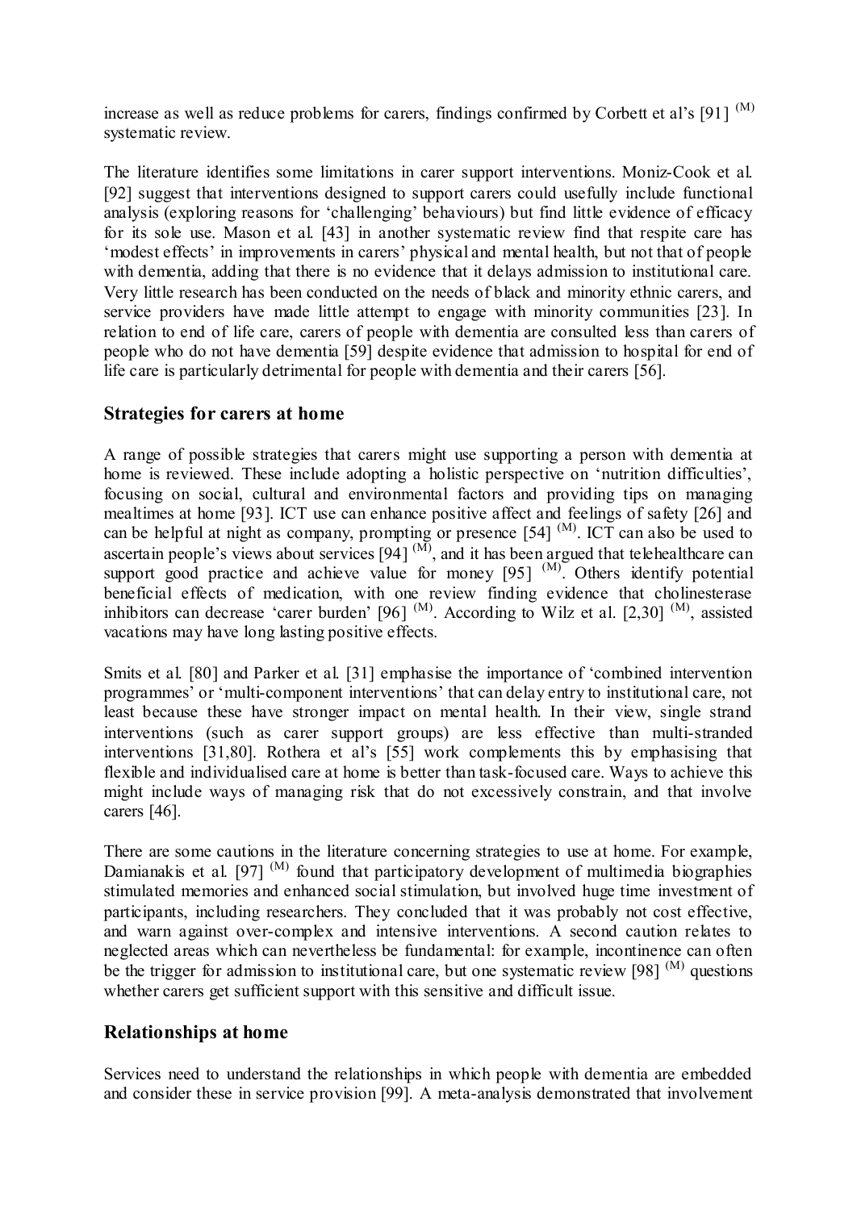increase as well as reduce problems for carers, findings confirmed by Corbett et al's [91] (M) systematic review.

The literature identifies some limitations in carer support interventions. Moniz-Cook et al. [92] suggest that interventions designed to support carers could usefully include functional analysis (exploring reasons for 'challenging' behaviours) but find little evidence of efficacy for its sole use. Mason et al. [43] in another systematic review find that respite care has 'modest effects' in improvements in carers' physical and mental health, but not that of people with dementia, adding that there is no evidence that it delays admission to institutional care. Very little research has been conducted on the needs of black and minority ethnic carers, and service providers have made little attempt to engage with minority communities [23]. In relation to end of life care, carers of people with dementia are consulted less than carers of people who do not have dementia [59] despite evidence that admission to hospital for end of life care is particularly detrimental for people with dementia and their carers [56].

## Strategies for carers at home

A range of possible strategies that carers might use supporting a person with dementia at home is reviewed. These include adopting a holistic perspective on 'nutrition difficulties', focusing on social, cultural and environmental factors and providing tips on managing mealtimes at home [93]. ICT use can enhance positive affect and feelings of safety [26] and can be helpful at night as company, prompting or presence [54] (M). ICT can also be used to ascertain people's views about services [94] (M), and it has been argued that telehealthcare can support good practice and achieve value for money [95] (M). Others identify potential beneficial effects of medication, with one review finding evidence that cholinesterase inhibitors can decrease 'carer burden' [96] (M). According to Wilz et al. [2,30] (M), assisted vacations may have long lasting positive effects.

Smits et al. [80] and Parker et al. [31] emphasise the importance of 'combined intervention programmes' or 'multi-component interventions' that can delay entry to institutional care, not least because these have stronger impact on mental health. In their view, single strand interventions (such as carer support groups) are less effective than multi-stranded interventions [31,80]. Rothera et al's [55] work complements this by emphasising that flexible and individualised care at home is better than task-focused care. Ways to achieve this might include ways of managing risk that do not excessively constrain, and that involve carers [46].

There are some cautions in the literature concerning strategies to use at home. For example, Damianakis et al. [97] (M) found that participatory development of multimedia biographies stimulated memories and enhanced social stimulation, but involved huge time investment of participants, including researchers. They concluded that it was probably not cost effective, and warn against over-complex and intensive interventions. A second caution relates to neglected areas which can nevertheless be fundamental: for example, incontinence can often be the trigger for admission to institutional care, but one systematic review [98] (M) questions whether carers get sufficient support with this sensitive and difficult issue.

## Relationships at home

Services need to understand the relationships in which people with dementia are embedded and consider these in service provision [99]. A meta-analysis demonstrated that involvement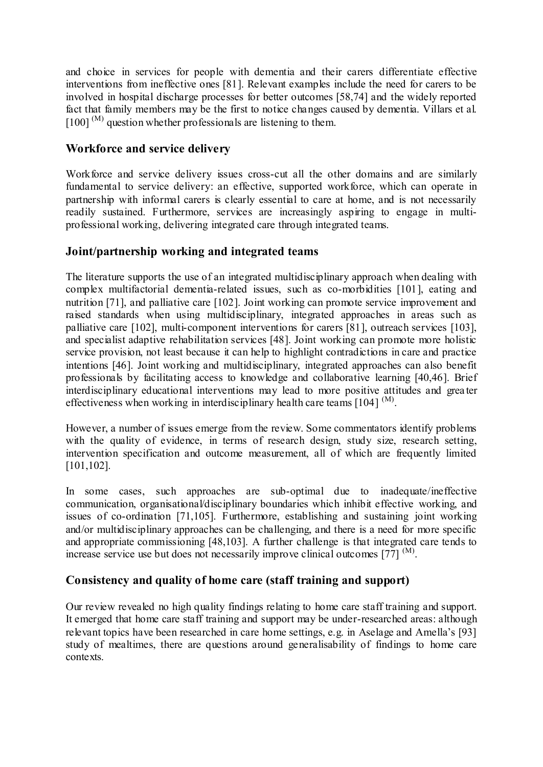and choice in services for people with dementia and their carers differentiate effective interventions from ineffective ones [81]. Relevant examples include the need for carers to be involved in hospital discharge processes for better outcomes [58,74] and the widely reported fact that family members may be the first to notice changes caused by dementia. Villars et al. [100] (M) question whether professionals are listening to them.

## Workforce and service delivery

Workforce and service delivery issues cross-cut all the other domains and are similarly fundamental to service delivery: an effective, supported workforce, which can operate in partnership with informal carers is clearly essential to care at home, and is not necessarily readily sustained. Furthermore, services are increasingly aspiring to engage in multi-professional working, delivering integrated care through integrated teams.

## Joint/partnership working and integrated teams

The literature supports the use of an integrated multidisciplinary approach when dealing with complex multifactorial dementia-related issues, such as co-morbidities [101], eating and nutrition [71], and palliative care [102]. Joint working can promote service improvement and raised standards when using multidisciplinary, integrated approaches in areas such as palliative care [102], multi-component interventions for carers [81], outreach services [103], and specialist adaptive rehabilitation services [48]. Joint working can promote more holistic service provision, not least because it can help to highlight contradictions in care and practice intentions [46]. Joint working and multidisciplinary, integrated approaches can also benefit professionals by facilitating access to knowledge and collaborative learning [40,46]. Brief interdisciplinary educational interventions may lead to more positive attitudes and greater effectiveness when working in interdisciplinary health care teams [104] (M).

However, a number of issues emerge from the review. Some commentators identify problems with the quality of evidence, in terms of research design, study size, research setting, intervention specification and outcome measurement, all of which are frequently limited [101,102].

In some cases, such approaches are sub-optimal due to inadequate/ineffective communication, organisational/disciplinary boundaries which inhibit effective working, and issues of co-ordination [71,105]. Furthermore, establishing and sustaining joint working and/or multidisciplinary approaches can be challenging, and there is a need for more specific and appropriate commissioning [48,103]. A further challenge is that integrated care tends to increase service use but does not necessarily improve clinical outcomes [77] (M).

## Consistency and quality of home care (staff training and support)

Our review revealed no high quality findings relating to home care staff training and support. It emerged that home care staff training and support may be under-researched areas: although relevant topics have been researched in care home settings, e.g. in Aselage and Amella's [93] study of mealtimes, there are questions around generalisability of findings to home care contexts.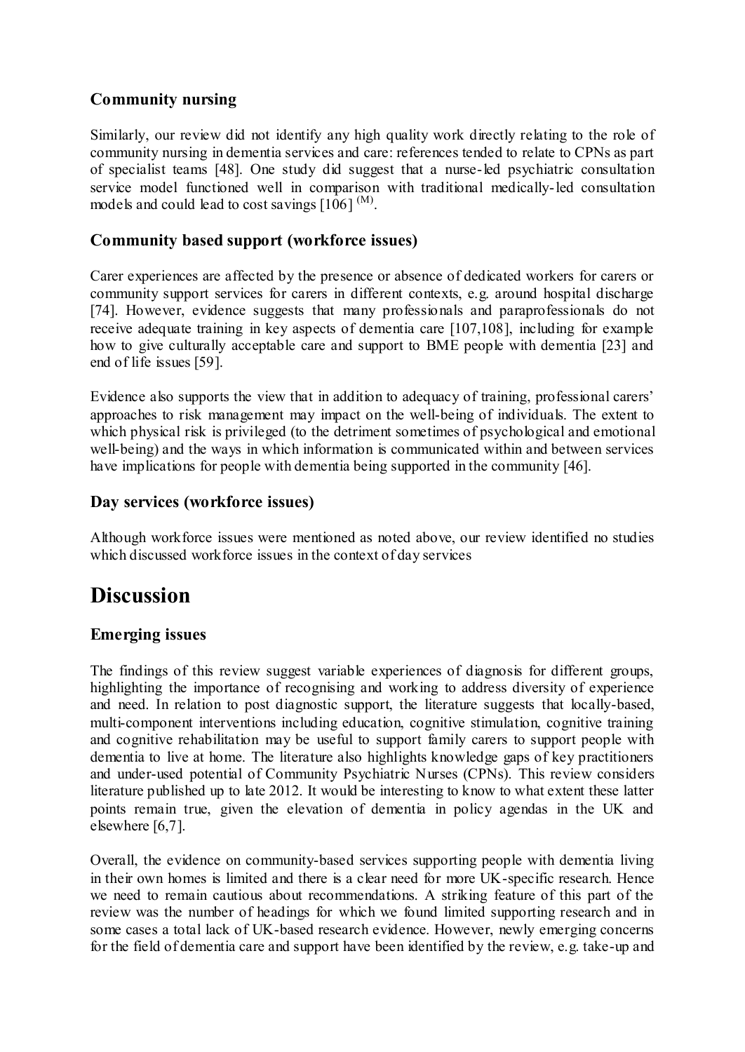### Community nursing

Similarly, our review did not identify any high quality work directly relating to the role of community nursing in dementia services and care: references tended to relate to CPNs as part of specialist teams [48]. One study did suggest that a nurse-led psychiatric consultation service model functioned well in comparison with traditional medically-led consultation models and could lead to cost savings [106] [(M)].

### Community based support (workforce issues)

Carer experiences are affected by the presence or absence of dedicated workers for carers or community support services for carers in different contexts, e.g. around hospital discharge [74]. However, evidence suggests that many professionals and paraprofessionals do not receive adequate training in key aspects of dementia care [107,108], including for example how to give culturally acceptable care and support to BME people with dementia [23] and end of life issues [59].

Evidence also supports the view that in addition to adequacy of training, professional carers' approaches to risk management may impact on the well-being of individuals. The extent to which physical risk is privileged (to the detriment sometimes of psychological and emotional well-being) and the ways in which information is communicated within and between services have implications for people with dementia being supported in the community [46].

### Day services (workforce issues)

Although workforce issues were mentioned as noted above, our review identified no studies which discussed workforce issues in the context of day services

# Discussion

### Emerging issues

The findings of this review suggest variable experiences of diagnosis for different groups, highlighting the importance of recognising and working to address diversity of experience and need. In relation to post diagnostic support, the literature suggests that locally-based, multi-component interventions including education, cognitive stimulation, cognitive training and cognitive rehabilitation may be useful to support family carers to support people with dementia to live at home. The literature also highlights knowledge gaps of key practitioners and under-used potential of Community Psychiatric Nurses (CPNs). This review considers literature published up to late 2012. It would be interesting to know to what extent these latter points remain true, given the elevation of dementia in policy agendas in the UK and elsewhere [6,7].

Overall, the evidence on community-based services supporting people with dementia living in their own homes is limited and there is a clear need for more UK-specific research. Hence we need to remain cautious about recommendations. A striking feature of this part of the review was the number of headings for which we found limited supporting research and in some cases a total lack of UK-based research evidence. However, newly emerging concerns for the field of dementia care and support have been identified by the review, e.g. take-up and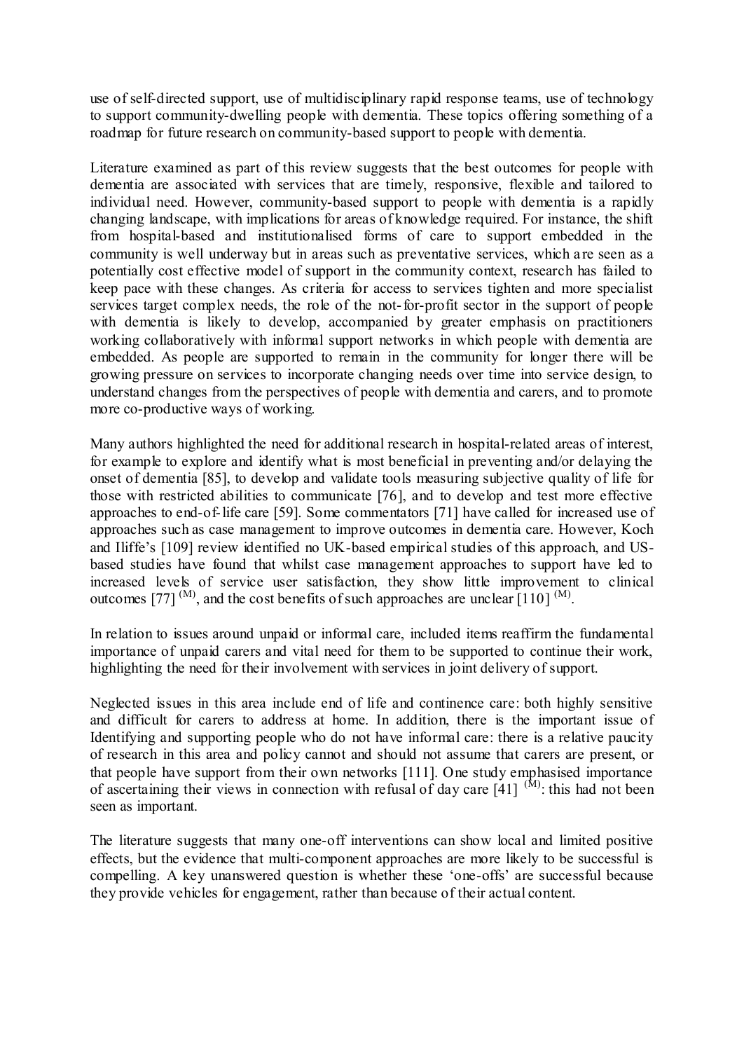use of self-directed support, use of multidisciplinary rapid response teams, use of technology to support community-dwelling people with dementia. These topics offering something of a roadmap for future research on community-based support to people with dementia.

Literature examined as part of this review suggests that the best outcomes for people with dementia are associated with services that are timely, responsive, flexible and tailored to individual need. However, community-based support to people with dementia is a rapidly changing landscape, with implications for areas of knowledge required. For instance, the shift from hospital-based and institutionalised forms of care to support embedded in the community is well underway but in areas such as preventative services, which are seen as a potentially cost effective model of support in the community context, research has failed to keep pace with these changes. As criteria for access to services tighten and more specialist services target complex needs, the role of the not-for-profit sector in the support of people with dementia is likely to develop, accompanied by greater emphasis on practitioners working collaboratively with informal support networks in which people with dementia are embedded. As people are supported to remain in the community for longer there will be growing pressure on services to incorporate changing needs over time into service design, to understand changes from the perspectives of people with dementia and carers, and to promote more co-productive ways of working.

Many authors highlighted the need for additional research in hospital-related areas of interest, for example to explore and identify what is most beneficial in preventing and/or delaying the onset of dementia [85], to develop and validate tools measuring subjective quality of life for those with restricted abilities to communicate [76], and to develop and test more effective approaches to end-of-life care [59]. Some commentators [71] have called for increased use of approaches such as case management to improve outcomes in dementia care. However, Koch and Iliffe's [109] review identified no UK-based empirical studies of this approach, and US-based studies have found that whilst case management approaches to support have led to increased levels of service user satisfaction, they show little improvement to clinical outcomes [77] [(M)], and the cost benefits of such approaches are unclear [110] [(M)].

In relation to issues around unpaid or informal care, included items reaffirm the fundamental importance of unpaid carers and vital need for them to be supported to continue their work, highlighting the need for their involvement with services in joint delivery of support.

Neglected issues in this area include end of life and continence care: both highly sensitive and difficult for carers to address at home. In addition, there is the important issue of Identifying and supporting people who do not have informal care: there is a relative paucity of research in this area and policy cannot and should not assume that carers are present, or that people have support from their own networks [111]. One study emphasised importance of ascertaining their views in connection with refusal of day care [41] [(M)]: this had not been seen as important.

The literature suggests that many one-off interventions can show local and limited positive effects, but the evidence that multi-component approaches are more likely to be successful is compelling. A key unanswered question is whether these 'one-offs' are successful because they provide vehicles for engagement, rather than because of their actual content.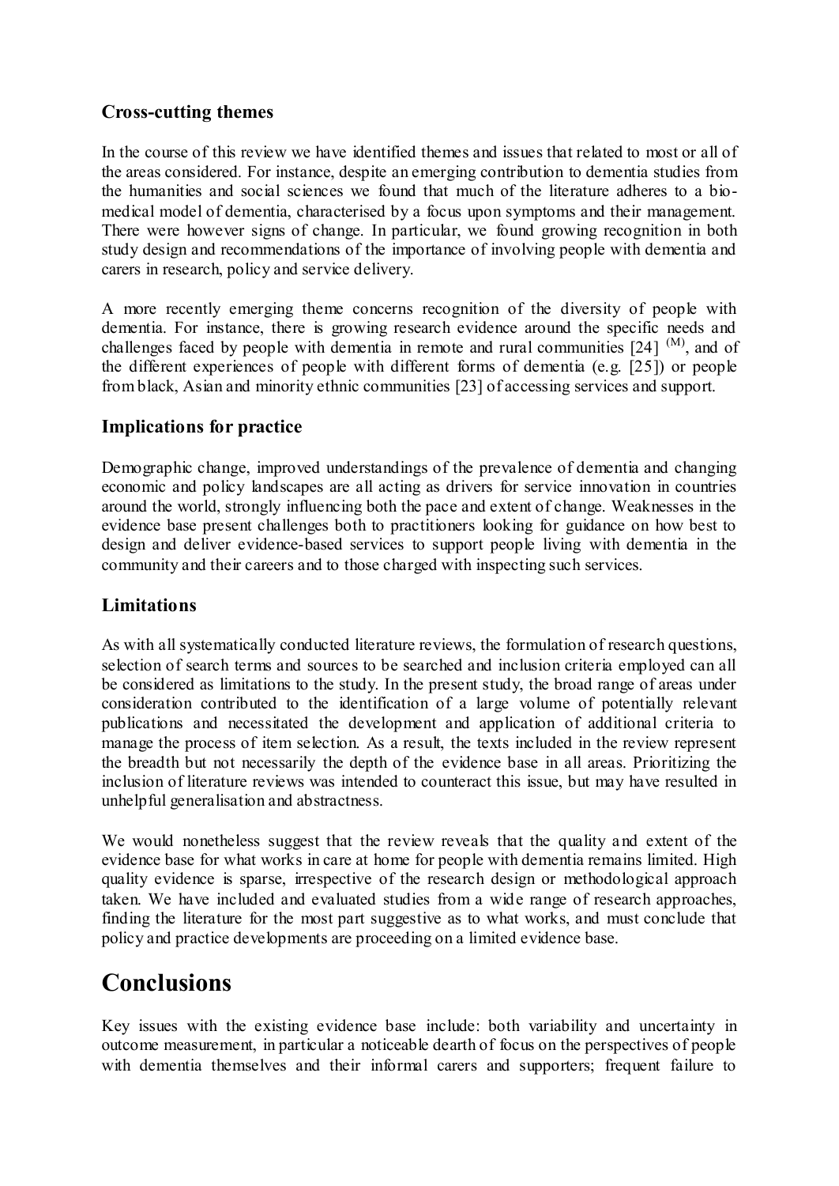### Cross-cutting themes

In the course of this review we have identified themes and issues that related to most or all of the areas considered. For instance, despite an emerging contribution to dementia studies from the humanities and social sciences we found that much of the literature adheres to a bio-medical model of dementia, characterised by a focus upon symptoms and their management. There were however signs of change. In particular, we found growing recognition in both study design and recommendations of the importance of involving people with dementia and carers in research, policy and service delivery.

A more recently emerging theme concerns recognition of the diversity of people with dementia. For instance, there is growing research evidence around the specific needs and challenges faced by people with dementia in remote and rural communities [24] [(M)], and of the different experiences of people with different forms of dementia (e.g. [25]) or people from black, Asian and minority ethnic communities [23] of accessing services and support.

### Implications for practice

Demographic change, improved understandings of the prevalence of dementia and changing economic and policy landscapes are all acting as drivers for service innovation in countries around the world, strongly influencing both the pace and extent of change. Weaknesses in the evidence base present challenges both to practitioners looking for guidance on how best to design and deliver evidence-based services to support people living with dementia in the community and their careers and to those charged with inspecting such services.

### Limitations

As with all systematically conducted literature reviews, the formulation of research questions, selection of search terms and sources to be searched and inclusion criteria employed can all be considered as limitations to the study. In the present study, the broad range of areas under consideration contributed to the identification of a large volume of potentially relevant publications and necessitated the development and application of additional criteria to manage the process of item selection. As a result, the texts included in the review represent the breadth but not necessarily the depth of the evidence base in all areas. Prioritizing the inclusion of literature reviews was intended to counteract this issue, but may have resulted in unhelpful generalisation and abstractness.

We would nonetheless suggest that the review reveals that the quality and extent of the evidence base for what works in care at home for people with dementia remains limited. High quality evidence is sparse, irrespective of the research design or methodological approach taken. We have included and evaluated studies from a wide range of research approaches, finding the literature for the most part suggestive as to what works, and must conclude that policy and practice developments are proceeding on a limited evidence base.

## Conclusions

Key issues with the existing evidence base include: both variability and uncertainty in outcome measurement, in particular a noticeable dearth of focus on the perspectives of people with dementia themselves and their informal carers and supporters; frequent failure to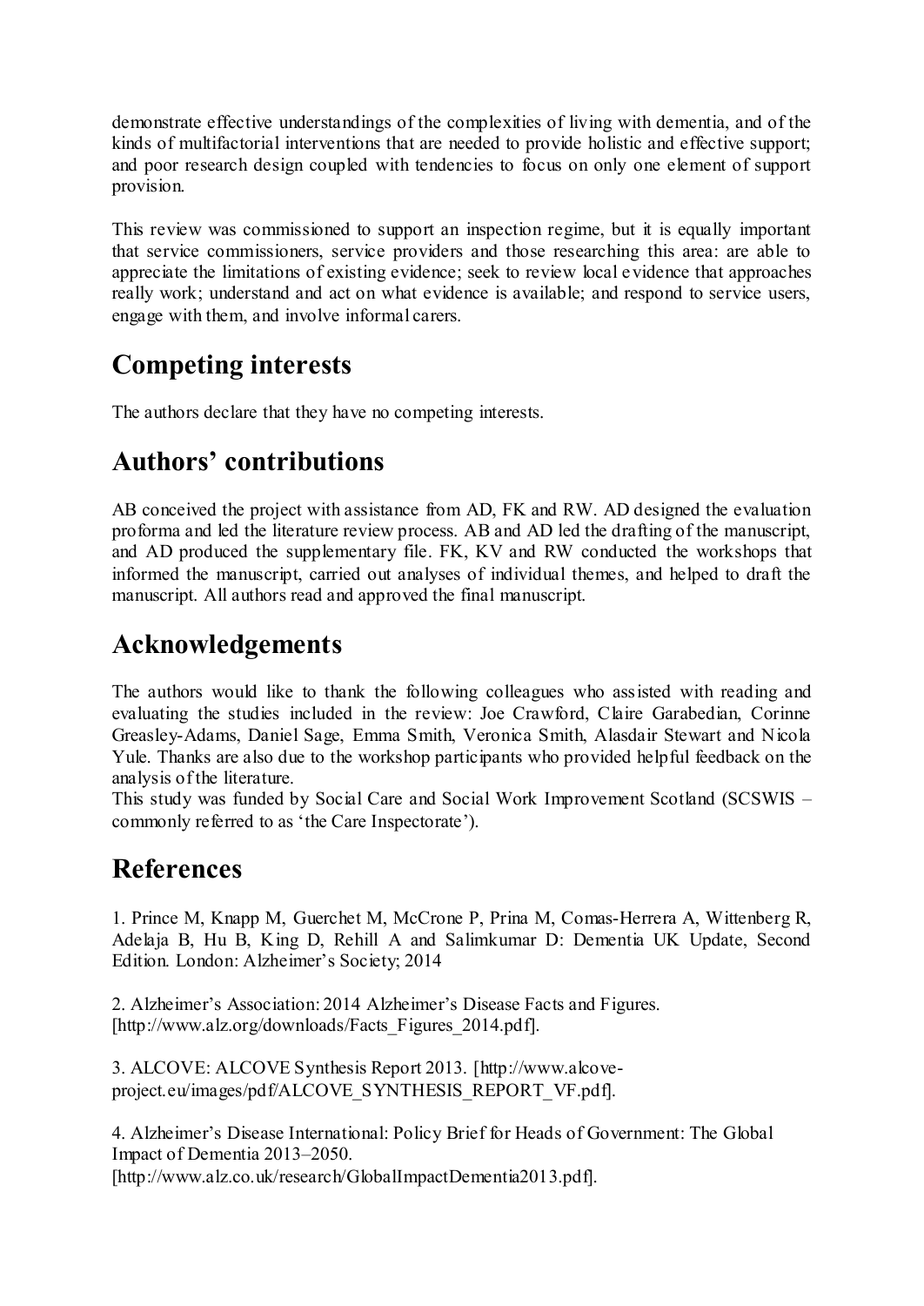demonstrate effective understandings of the complexities of living with dementia, and of the kinds of multifactorial interventions that are needed to provide holistic and effective support; and poor research design coupled with tendencies to focus on only one element of support provision.

This review was commissioned to support an inspection regime, but it is equally important that service commissioners, service providers and those researching this area: are able to appreciate the limitations of existing evidence; seek to review local evidence that approaches really work; understand and act on what evidence is available; and respond to service users, engage with them, and involve informal carers.

# Competing interests

The authors declare that they have no competing interests.

# Authors' contributions

AB conceived the project with assistance from AD, FK and RW. AD designed the evaluation proforma and led the literature review process. AB and AD led the drafting of the manuscript, and AD produced the supplementary file. FK, KV and RW conducted the workshops that informed the manuscript, carried out analyses of individual themes, and helped to draft the manuscript. All authors read and approved the final manuscript.

# Acknowledgements

The authors would like to thank the following colleagues who assisted with reading and evaluating the studies included in the review: Joe Crawford, Claire Garabedian, Corinne Greasley-Adams, Daniel Sage, Emma Smith, Veronica Smith, Alasdair Stewart and Nicola Yule. Thanks are also due to the workshop participants who provided helpful feedback on the analysis of the literature.
This study was funded by Social Care and Social Work Improvement Scotland (SCSWIS – commonly referred to as 'the Care Inspectorate').

# References

1. Prince M, Knapp M, Guerchet M, McCrone P, Prina M, Comas-Herrera A, Wittenberg R, Adelaja B, Hu B, King D, Rehill A and Salimkumar D: Dementia UK Update, Second Edition. London: Alzheimer's Society; 2014

2. Alzheimer's Association: 2014 Alzheimer's Disease Facts and Figures. [http://www.alz.org/downloads/Facts_Figures_2014.pdf].

3. ALCOVE: ALCOVE Synthesis Report 2013. [http://www.alcove-project.eu/images/pdf/ALCOVE_SYNTHESIS_REPORT_VF.pdf].

4. Alzheimer's Disease International: Policy Brief for Heads of Government: The Global Impact of Dementia 2013–2050. [http://www.alz.co.uk/research/GlobalImpactDementia2013.pdf].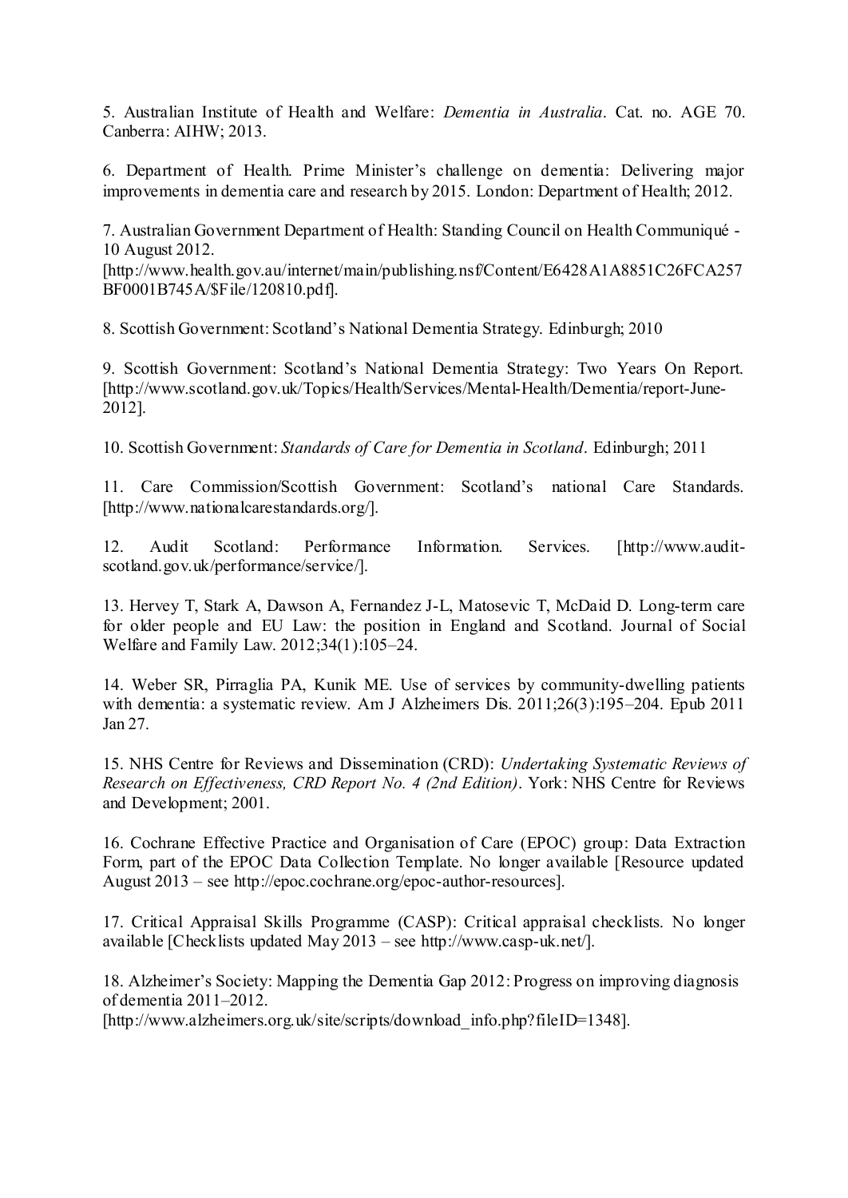5. Australian Institute of Health and Welfare: *Dementia in Australia*. Cat. no. AGE 70. Canberra: AIHW; 2013.

6. Department of Health. Prime Minister's challenge on dementia: Delivering major improvements in dementia care and research by 2015. London: Department of Health; 2012.

7. Australian Government Department of Health: Standing Council on Health Communiqué - 10 August 2012.
[http://www.health.gov.au/internet/main/publishing.nsf/Content/E6428A1A8851C26FCA257BF0001B745A/$File/120810.pdf].

8. Scottish Government: Scotland's National Dementia Strategy. Edinburgh; 2010

9. Scottish Government: Scotland's National Dementia Strategy: Two Years On Report. [http://www.scotland.gov.uk/Topics/Health/Services/Mental-Health/Dementia/report-June-2012].

10. Scottish Government: *Standards of Care for Dementia in Scotland*. Edinburgh; 2011

11. Care Commission/Scottish Government: Scotland's national Care Standards. [http://www.nationalcarestandards.org/].

12. Audit Scotland: Performance Information. Services. [http://www.audit-scotland.gov.uk/performance/service/].

13. Hervey T, Stark A, Dawson A, Fernandez J-L, Matosevic T, McDaid D. Long-term care for older people and EU Law: the position in England and Scotland. Journal of Social Welfare and Family Law. 2012;34(1):105–24.

14. Weber SR, Pirraglia PA, Kunik ME. Use of services by community-dwelling patients with dementia: a systematic review. Am J Alzheimers Dis. 2011;26(3):195–204. Epub 2011 Jan 27.

15. NHS Centre for Reviews and Dissemination (CRD): *Undertaking Systematic Reviews of Research on Effectiveness, CRD Report No. 4 (2nd Edition)*. York: NHS Centre for Reviews and Development; 2001.

16. Cochrane Effective Practice and Organisation of Care (EPOC) group: Data Extraction Form, part of the EPOC Data Collection Template. No longer available [Resource updated August 2013 – see http://epoc.cochrane.org/epoc-author-resources].

17. Critical Appraisal Skills Programme (CASP): Critical appraisal checklists. No longer available [Checklists updated May 2013 – see http://www.casp-uk.net/].

18. Alzheimer's Society: Mapping the Dementia Gap 2012: Progress on improving diagnosis of dementia 2011–2012.
[http://www.alzheimers.org.uk/site/scripts/download_info.php?fileID=1348].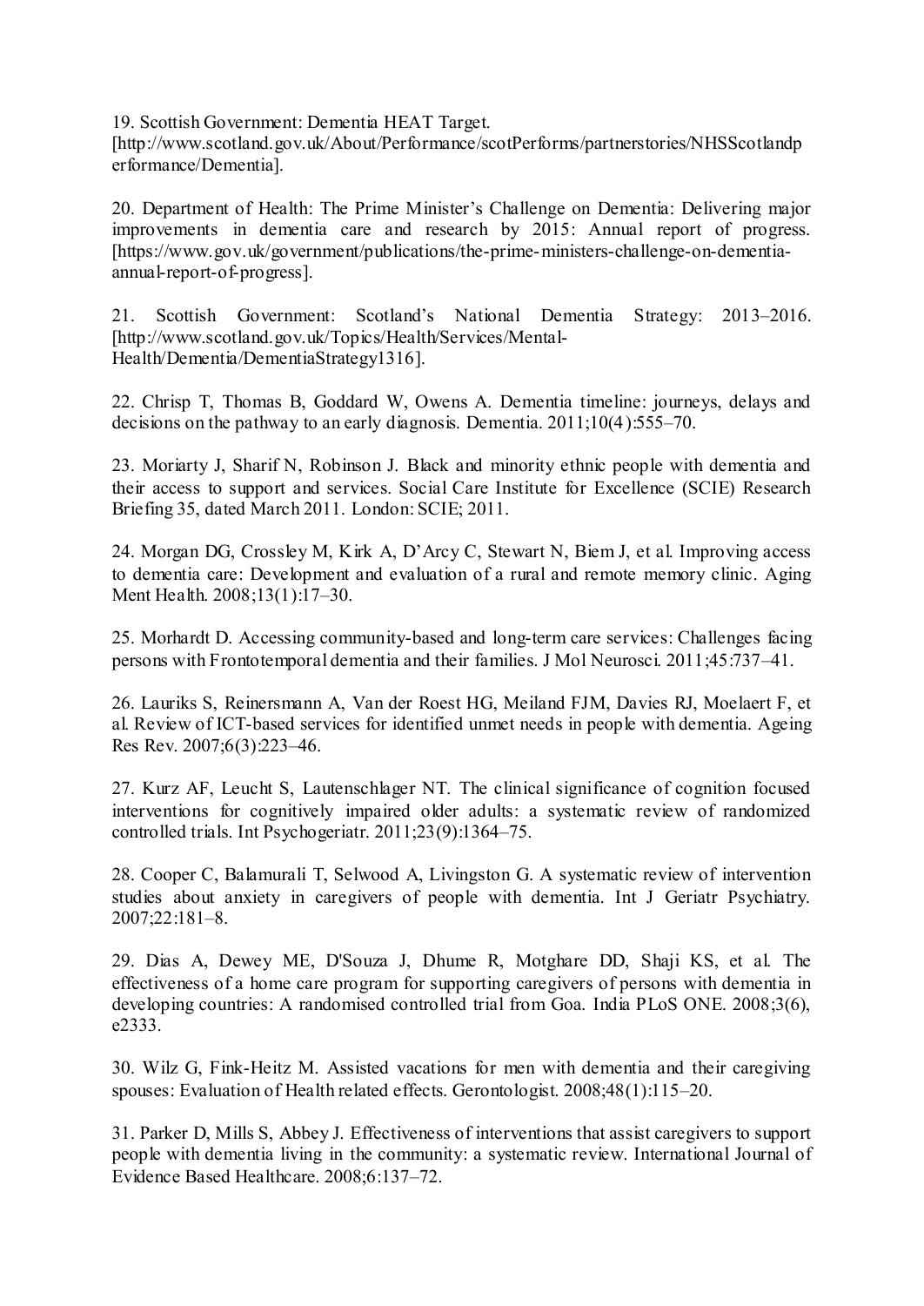19. Scottish Government: Dementia HEAT Target. [http://www.scotland.gov.uk/About/Performance/scotPerforms/partnerstories/NHSScotlandperformance/Dementia].

20. Department of Health: The Prime Minister's Challenge on Dementia: Delivering major improvements in dementia care and research by 2015: Annual report of progress. [https://www.gov.uk/government/publications/the-prime-ministers-challenge-on-dementia-annual-report-of-progress].

21. Scottish Government: Scotland's National Dementia Strategy: 2013–2016. [http://www.scotland.gov.uk/Topics/Health/Services/Mental-Health/Dementia/DementiaStrategy1316].

22. Chrisp T, Thomas B, Goddard W, Owens A. Dementia timeline: journeys, delays and decisions on the pathway to an early diagnosis. Dementia. 2011;10(4):555–70.

23. Moriarty J, Sharif N, Robinson J. Black and minority ethnic people with dementia and their access to support and services. Social Care Institute for Excellence (SCIE) Research Briefing 35, dated March 2011. London: SCIE; 2011.

24. Morgan DG, Crossley M, Kirk A, D'Arcy C, Stewart N, Biem J, et al. Improving access to dementia care: Development and evaluation of a rural and remote memory clinic. Aging Ment Health. 2008;13(1):17–30.

25. Morhardt D. Accessing community-based and long-term care services: Challenges facing persons with Frontotemporal dementia and their families. J Mol Neurosci. 2011;45:737–41.

26. Lauriks S, Reinersmann A, Van der Roest HG, Meiland FJM, Davies RJ, Moelaert F, et al. Review of ICT-based services for identified unmet needs in people with dementia. Ageing Res Rev. 2007;6(3):223–46.

27. Kurz AF, Leucht S, Lautenschlager NT. The clinical significance of cognition focused interventions for cognitively impaired older adults: a systematic review of randomized controlled trials. Int Psychogeriatr. 2011;23(9):1364–75.

28. Cooper C, Balamurali T, Selwood A, Livingston G. A systematic review of intervention studies about anxiety in caregivers of people with dementia. Int J Geriatr Psychiatry. 2007;22:181–8.

29. Dias A, Dewey ME, D'Souza J, Dhume R, Motghare DD, Shaji KS, et al. The effectiveness of a home care program for supporting caregivers of persons with dementia in developing countries: A randomised controlled trial from Goa. India PLoS ONE. 2008;3(6), e2333.

30. Wilz G, Fink-Heitz M. Assisted vacations for men with dementia and their caregiving spouses: Evaluation of Health related effects. Gerontologist. 2008;48(1):115–20.

31. Parker D, Mills S, Abbey J. Effectiveness of interventions that assist caregivers to support people with dementia living in the community: a systematic review. International Journal of Evidence Based Healthcare. 2008;6:137–72.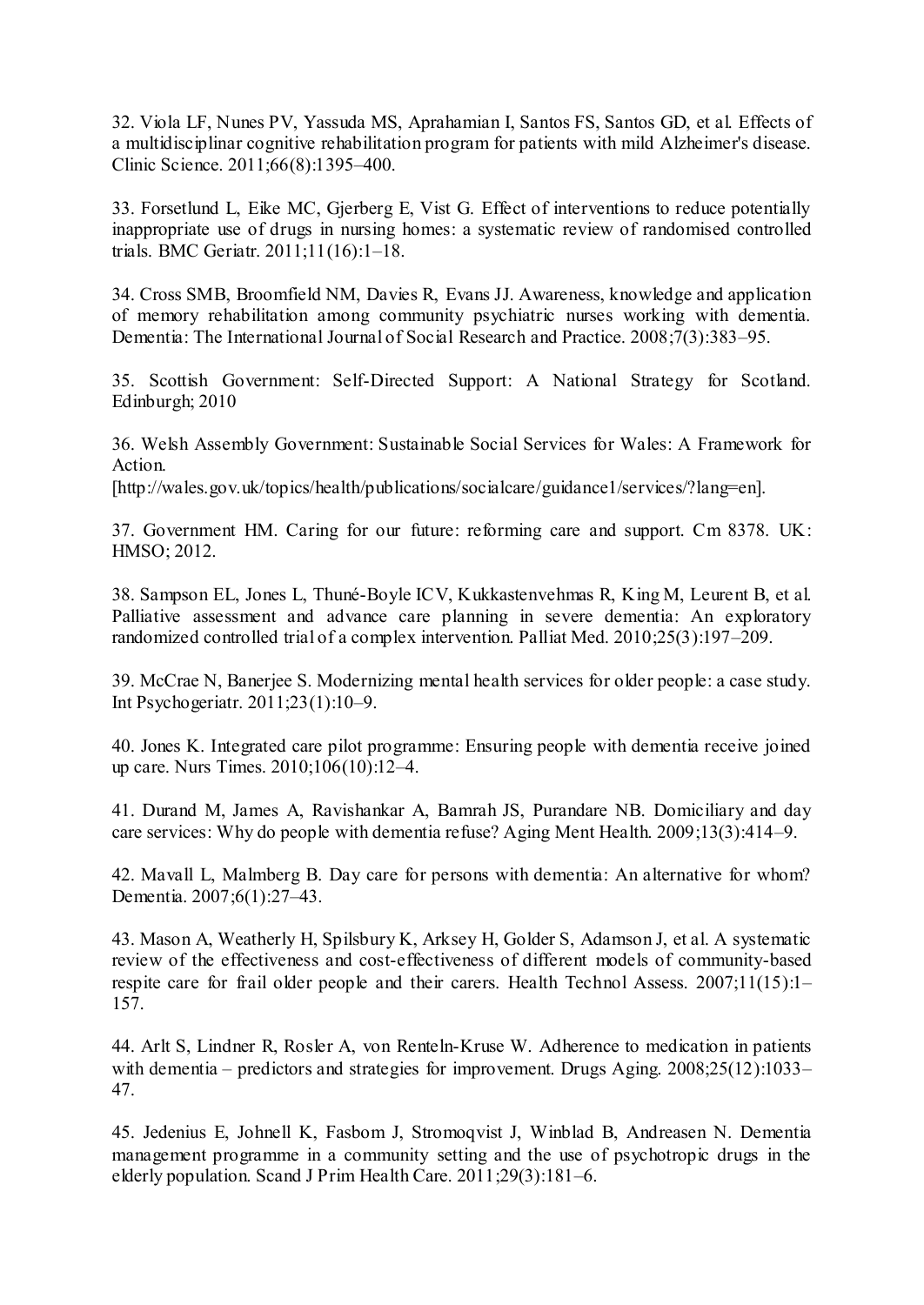32. Viola LF, Nunes PV, Yassuda MS, Aprahamian I, Santos FS, Santos GD, et al. Effects of a multidisciplinar cognitive rehabilitation program for patients with mild Alzheimer's disease. Clinic Science. 2011;66(8):1395–400.

33. Forsetlund L, Eike MC, Gjerberg E, Vist G. Effect of interventions to reduce potentially inappropriate use of drugs in nursing homes: a systematic review of randomised controlled trials. BMC Geriatr. 2011;11(16):1–18.

34. Cross SMB, Broomfield NM, Davies R, Evans JJ. Awareness, knowledge and application of memory rehabilitation among community psychiatric nurses working with dementia. Dementia: The International Journal of Social Research and Practice. 2008;7(3):383–95.

35. Scottish Government: Self-Directed Support: A National Strategy for Scotland. Edinburgh; 2010

36. Welsh Assembly Government: Sustainable Social Services for Wales: A Framework for Action. [http://wales.gov.uk/topics/health/publications/socialcare/guidance1/services/?lang=en].

37. Government HM. Caring for our future: reforming care and support. Cm 8378. UK: HMSO; 2012.

38. Sampson EL, Jones L, Thuné-Boyle ICV, Kukkastenvehmas R, King M, Leurent B, et al. Palliative assessment and advance care planning in severe dementia: An exploratory randomized controlled trial of a complex intervention. Palliat Med. 2010;25(3):197–209.

39. McCrae N, Banerjee S. Modernizing mental health services for older people: a case study. Int Psychogeriatr. 2011;23(1):10–9.

40. Jones K. Integrated care pilot programme: Ensuring people with dementia receive joined up care. Nurs Times. 2010;106(10):12–4.

41. Durand M, James A, Ravishankar A, Bamrah JS, Purandare NB. Domiciliary and day care services: Why do people with dementia refuse? Aging Ment Health. 2009;13(3):414–9.

42. Mavall L, Malmberg B. Day care for persons with dementia: An alternative for whom? Dementia. 2007;6(1):27–43.

43. Mason A, Weatherly H, Spilsbury K, Arksey H, Golder S, Adamson J, et al. A systematic review of the effectiveness and cost-effectiveness of different models of community-based respite care for frail older people and their carers. Health Technol Assess. 2007;11(15):1–157.

44. Arlt S, Lindner R, Rosler A, von Renteln-Kruse W. Adherence to medication in patients with dementia – predictors and strategies for improvement. Drugs Aging. 2008;25(12):1033–47.

45. Jedenius E, Johnell K, Fasbom J, Stromoqvist J, Winblad B, Andreasen N. Dementia management programme in a community setting and the use of psychotropic drugs in the elderly population. Scand J Prim Health Care. 2011;29(3):181–6.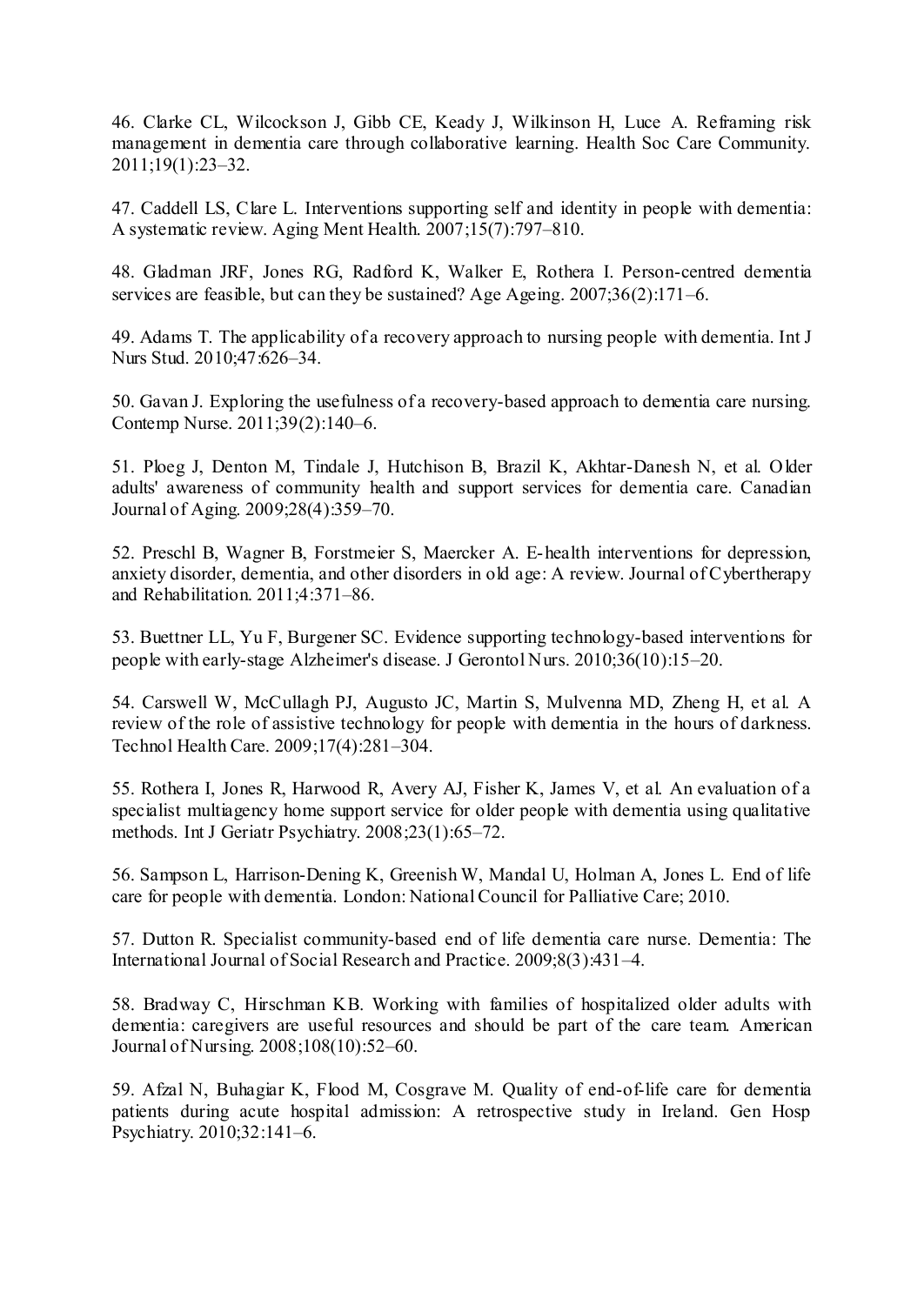46. Clarke CL, Wilcockson J, Gibb CE, Keady J, Wilkinson H, Luce A. Reframing risk management in dementia care through collaborative learning. Health Soc Care Community. 2011;19(1):23–32.

47. Caddell LS, Clare L. Interventions supporting self and identity in people with dementia: A systematic review. Aging Ment Health. 2007;15(7):797–810.

48. Gladman JRF, Jones RG, Radford K, Walker E, Rothera I. Person-centred dementia services are feasible, but can they be sustained? Age Ageing. 2007;36(2):171–6.

49. Adams T. The applicability of a recovery approach to nursing people with dementia. Int J Nurs Stud. 2010;47:626–34.

50. Gavan J. Exploring the usefulness of a recovery-based approach to dementia care nursing. Contemp Nurse. 2011;39(2):140–6.

51. Ploeg J, Denton M, Tindale J, Hutchison B, Brazil K, Akhtar-Danesh N, et al. Older adults' awareness of community health and support services for dementia care. Canadian Journal of Aging. 2009;28(4):359–70.

52. Preschl B, Wagner B, Forstmeier S, Maercker A. E-health interventions for depression, anxiety disorder, dementia, and other disorders in old age: A review. Journal of Cybertherapy and Rehabilitation. 2011;4:371–86.

53. Buettner LL, Yu F, Burgener SC. Evidence supporting technology-based interventions for people with early-stage Alzheimer's disease. J Gerontol Nurs. 2010;36(10):15–20.

54. Carswell W, McCullagh PJ, Augusto JC, Martin S, Mulvenna MD, Zheng H, et al. A review of the role of assistive technology for people with dementia in the hours of darkness. Technol Health Care. 2009;17(4):281–304.

55. Rothera I, Jones R, Harwood R, Avery AJ, Fisher K, James V, et al. An evaluation of a specialist multiagency home support service for older people with dementia using qualitative methods. Int J Geriatr Psychiatry. 2008;23(1):65–72.

56. Sampson L, Harrison-Dening K, Greenish W, Mandal U, Holman A, Jones L. End of life care for people with dementia. London: National Council for Palliative Care; 2010.

57. Dutton R. Specialist community-based end of life dementia care nurse. Dementia: The International Journal of Social Research and Practice. 2009;8(3):431–4.

58. Bradway C, Hirschman KB. Working with families of hospitalized older adults with dementia: caregivers are useful resources and should be part of the care team. American Journal of Nursing. 2008;108(10):52–60.

59. Afzal N, Buhagiar K, Flood M, Cosgrave M. Quality of end-of-life care for dementia patients during acute hospital admission: A retrospective study in Ireland. Gen Hosp Psychiatry. 2010;32:141–6.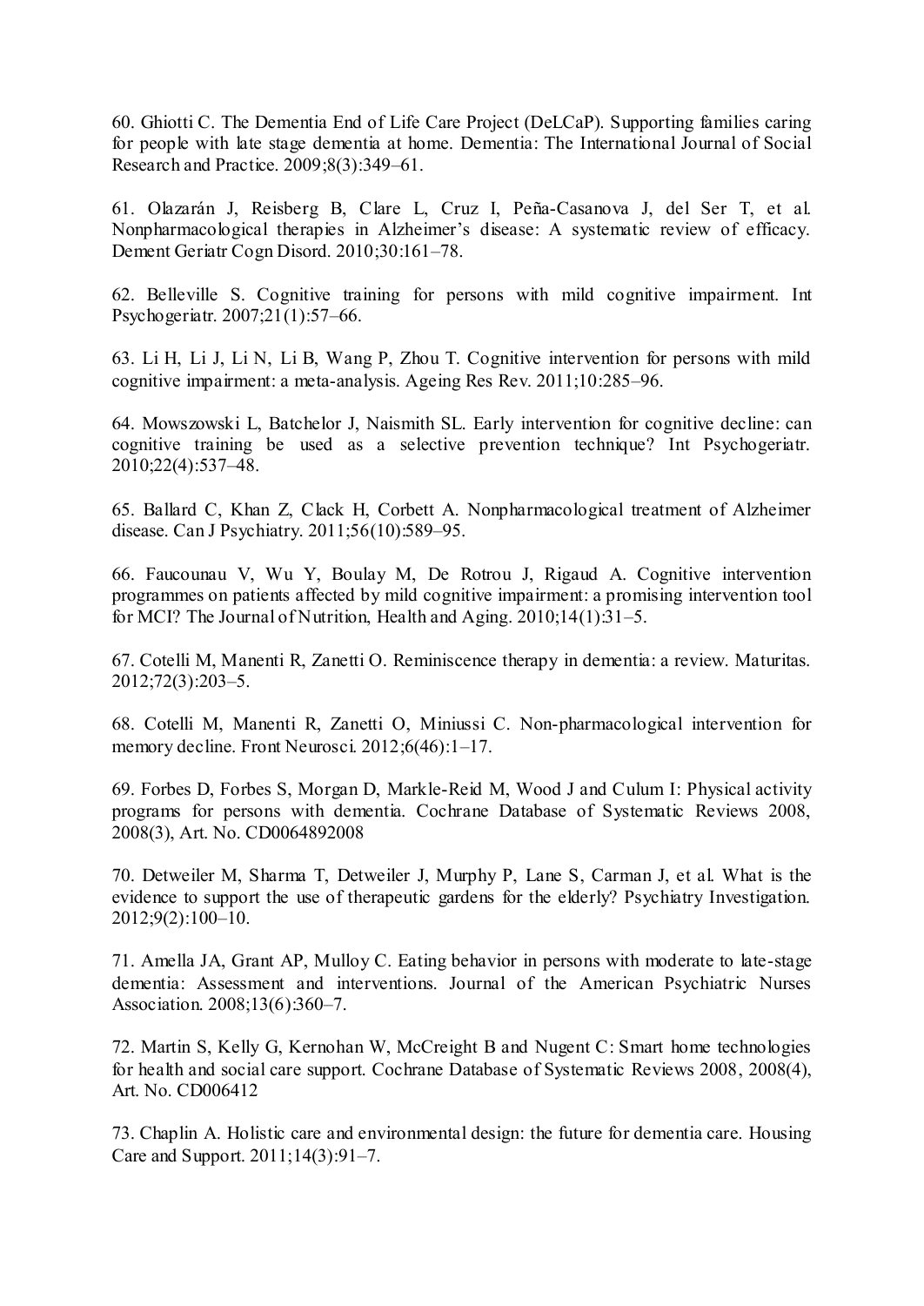60. Ghiotti C. The Dementia End of Life Care Project (DeLCaP). Supporting families caring for people with late stage dementia at home. Dementia: The International Journal of Social Research and Practice. 2009;8(3):349–61.

61. Olazarán J, Reisberg B, Clare L, Cruz I, Peña-Casanova J, del Ser T, et al. Nonpharmacological therapies in Alzheimer's disease: A systematic review of efficacy. Dement Geriatr Cogn Disord. 2010;30:161–78.

62. Belleville S. Cognitive training for persons with mild cognitive impairment. Int Psychogeriatr. 2007;21(1):57–66.

63. Li H, Li J, Li N, Li B, Wang P, Zhou T. Cognitive intervention for persons with mild cognitive impairment: a meta-analysis. Ageing Res Rev. 2011;10:285–96.

64. Mowszowski L, Batchelor J, Naismith SL. Early intervention for cognitive decline: can cognitive training be used as a selective prevention technique? Int Psychogeriatr. 2010;22(4):537–48.

65. Ballard C, Khan Z, Clack H, Corbett A. Nonpharmacological treatment of Alzheimer disease. Can J Psychiatry. 2011;56(10):589–95.

66. Faucounau V, Wu Y, Boulay M, De Rotrou J, Rigaud A. Cognitive intervention programmes on patients affected by mild cognitive impairment: a promising intervention tool for MCI? The Journal of Nutrition, Health and Aging. 2010;14(1):31–5.

67. Cotelli M, Manenti R, Zanetti O. Reminiscence therapy in dementia: a review. Maturitas. 2012;72(3):203–5.

68. Cotelli M, Manenti R, Zanetti O, Miniussi C. Non-pharmacological intervention for memory decline. Front Neurosci. 2012;6(46):1–17.

69. Forbes D, Forbes S, Morgan D, Markle-Reid M, Wood J and Culum I: Physical activity programs for persons with dementia. Cochrane Database of Systematic Reviews 2008, 2008(3), Art. No. CD0064892008

70. Detweiler M, Sharma T, Detweiler J, Murphy P, Lane S, Carman J, et al. What is the evidence to support the use of therapeutic gardens for the elderly? Psychiatry Investigation. 2012;9(2):100–10.

71. Amella JA, Grant AP, Mulloy C. Eating behavior in persons with moderate to late-stage dementia: Assessment and interventions. Journal of the American Psychiatric Nurses Association. 2008;13(6):360–7.

72. Martin S, Kelly G, Kernohan W, McCreight B and Nugent C: Smart home technologies for health and social care support. Cochrane Database of Systematic Reviews 2008, 2008(4), Art. No. CD006412

73. Chaplin A. Holistic care and environmental design: the future for dementia care. Housing Care and Support. 2011;14(3):91–7.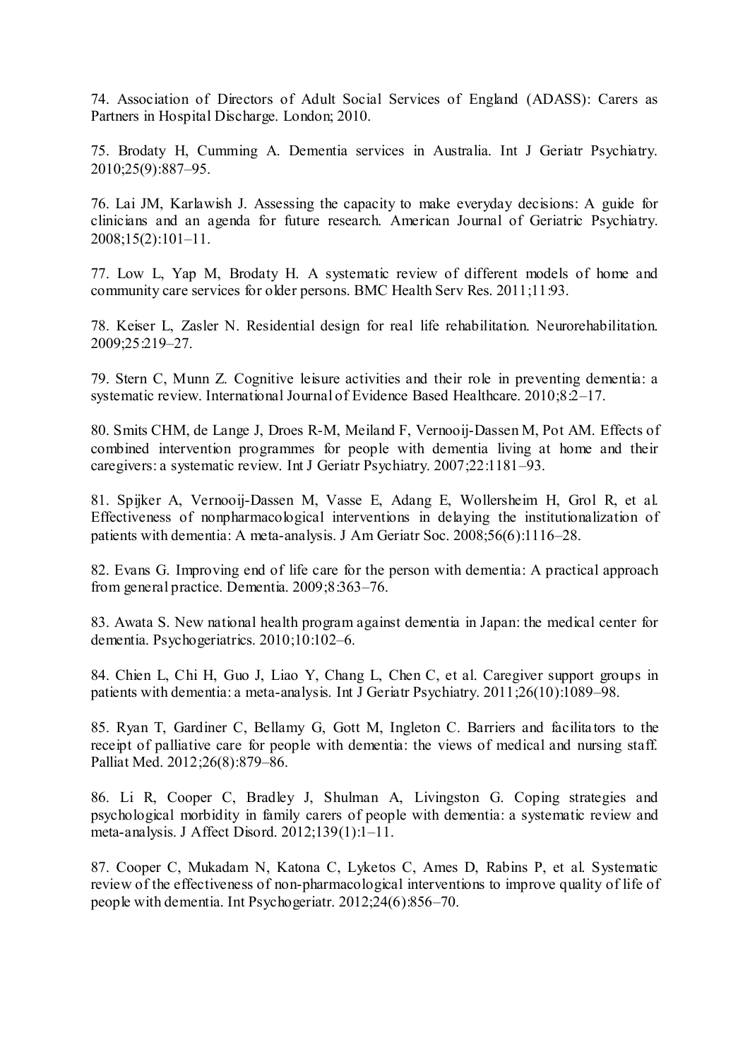74. Association of Directors of Adult Social Services of England (ADASS): Carers as Partners in Hospital Discharge. London; 2010.

75. Brodaty H, Cumming A. Dementia services in Australia. Int J Geriatr Psychiatry. 2010;25(9):887–95.

76. Lai JM, Karlawish J. Assessing the capacity to make everyday decisions: A guide for clinicians and an agenda for future research. American Journal of Geriatric Psychiatry. 2008;15(2):101–11.

77. Low L, Yap M, Brodaty H. A systematic review of different models of home and community care services for older persons. BMC Health Serv Res. 2011;11:93.

78. Keiser L, Zasler N. Residential design for real life rehabilitation. Neurorehabilitation. 2009;25:219–27.

79. Stern C, Munn Z. Cognitive leisure activities and their role in preventing dementia: a systematic review. International Journal of Evidence Based Healthcare. 2010;8:2–17.

80. Smits CHM, de Lange J, Droes R-M, Meiland F, Vernooij-Dassen M, Pot AM. Effects of combined intervention programmes for people with dementia living at home and their caregivers: a systematic review. Int J Geriatr Psychiatry. 2007;22:1181–93.

81. Spijker A, Vernooij-Dassen M, Vasse E, Adang E, Wollersheim H, Grol R, et al. Effectiveness of nonpharmacological interventions in delaying the institutionalization of patients with dementia: A meta-analysis. J Am Geriatr Soc. 2008;56(6):1116–28.

82. Evans G. Improving end of life care for the person with dementia: A practical approach from general practice. Dementia. 2009;8:363–76.

83. Awata S. New national health program against dementia in Japan: the medical center for dementia. Psychogeriatrics. 2010;10:102–6.

84. Chien L, Chi H, Guo J, Liao Y, Chang L, Chen C, et al. Caregiver support groups in patients with dementia: a meta-analysis. Int J Geriatr Psychiatry. 2011;26(10):1089–98.

85. Ryan T, Gardiner C, Bellamy G, Gott M, Ingleton C. Barriers and facilitators to the receipt of palliative care for people with dementia: the views of medical and nursing staff. Palliat Med. 2012;26(8):879–86.

86. Li R, Cooper C, Bradley J, Shulman A, Livingston G. Coping strategies and psychological morbidity in family carers of people with dementia: a systematic review and meta-analysis. J Affect Disord. 2012;139(1):1–11.

87. Cooper C, Mukadam N, Katona C, Lyketos C, Ames D, Rabins P, et al. Systematic review of the effectiveness of non-pharmacological interventions to improve quality of life of people with dementia. Int Psychogeriatr. 2012;24(6):856–70.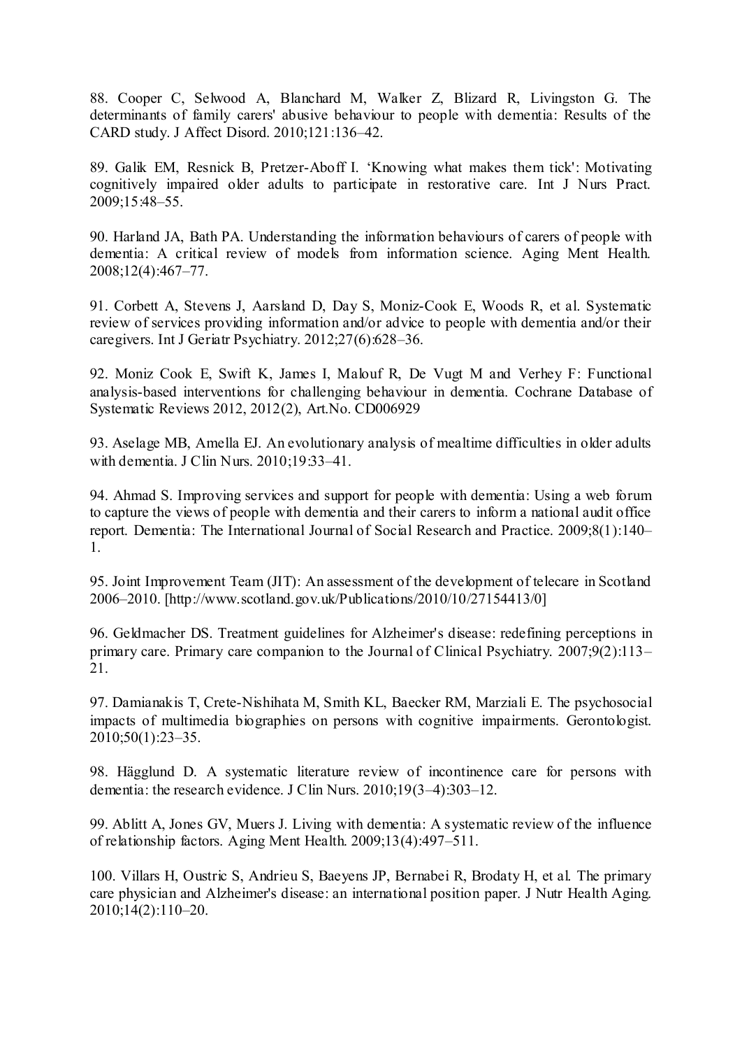88. Cooper C, Selwood A, Blanchard M, Walker Z, Blizard R, Livingston G. The determinants of family carers' abusive behaviour to people with dementia: Results of the CARD study. J Affect Disord. 2010;121:136–42.

89. Galik EM, Resnick B, Pretzer-Aboff I. 'Knowing what makes them tick': Motivating cognitively impaired older adults to participate in restorative care. Int J Nurs Pract. 2009;15:48–55.

90. Harland JA, Bath PA. Understanding the information behaviours of carers of people with dementia: A critical review of models from information science. Aging Ment Health. 2008;12(4):467–77.

91. Corbett A, Stevens J, Aarsland D, Day S, Moniz-Cook E, Woods R, et al. Systematic review of services providing information and/or advice to people with dementia and/or their caregivers. Int J Geriatr Psychiatry. 2012;27(6):628–36.

92. Moniz Cook E, Swift K, James I, Malouf R, De Vugt M and Verhey F: Functional analysis-based interventions for challenging behaviour in dementia. Cochrane Database of Systematic Reviews 2012, 2012(2), Art.No. CD006929

93. Aselage MB, Amella EJ. An evolutionary analysis of mealtime difficulties in older adults with dementia. J Clin Nurs. 2010;19:33–41.

94. Ahmad S. Improving services and support for people with dementia: Using a web forum to capture the views of people with dementia and their carers to inform a national audit office report. Dementia: The International Journal of Social Research and Practice. 2009;8(1):140–1.

95. Joint Improvement Team (JIT): An assessment of the development of telecare in Scotland 2006–2010. [http://www.scotland.gov.uk/Publications/2010/10/27154413/0]

96. Geldmacher DS. Treatment guidelines for Alzheimer's disease: redefining perceptions in primary care. Primary care companion to the Journal of Clinical Psychiatry. 2007;9(2):113–21.

97. Damianakis T, Crete-Nishihata M, Smith KL, Baecker RM, Marziali E. The psychosocial impacts of multimedia biographies on persons with cognitive impairments. Gerontologist. 2010;50(1):23–35.

98. Hägglund D. A systematic literature review of incontinence care for persons with dementia: the research evidence. J Clin Nurs. 2010;19(3–4):303–12.

99. Ablitt A, Jones GV, Muers J. Living with dementia: A systematic review of the influence of relationship factors. Aging Ment Health. 2009;13(4):497–511.

100. Villars H, Oustric S, Andrieu S, Baeyens JP, Bernabei R, Brodaty H, et al. The primary care physician and Alzheimer's disease: an international position paper. J Nutr Health Aging. 2010;14(2):110–20.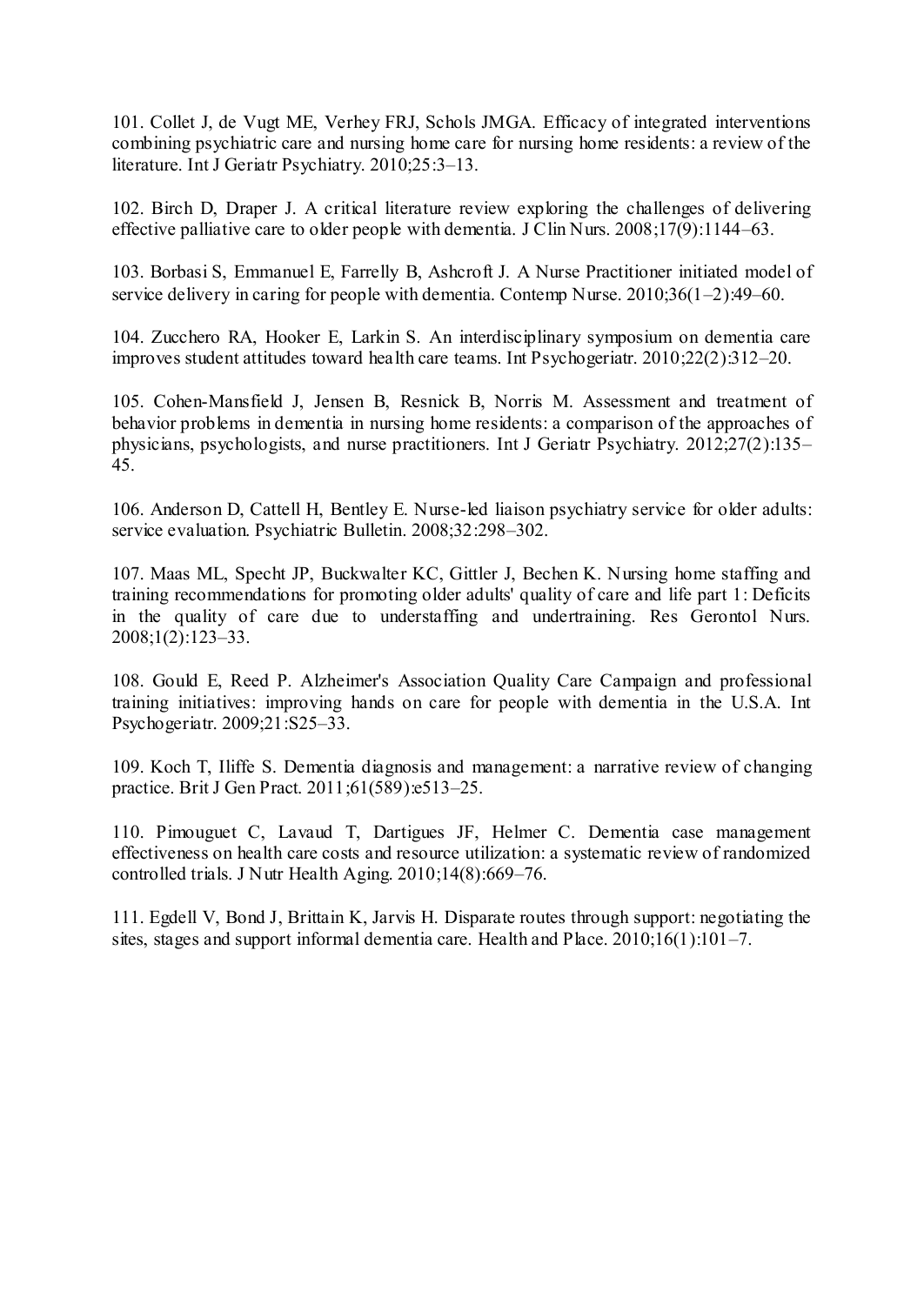101. Collet J, de Vugt ME, Verhey FRJ, Schols JMGA. Efficacy of integrated interventions combining psychiatric care and nursing home care for nursing home residents: a review of the literature. Int J Geriatr Psychiatry. 2010;25:3–13.

102. Birch D, Draper J. A critical literature review exploring the challenges of delivering effective palliative care to older people with dementia. J Clin Nurs. 2008;17(9):1144–63.

103. Borbasi S, Emmanuel E, Farrelly B, Ashcroft J. A Nurse Practitioner initiated model of service delivery in caring for people with dementia. Contemp Nurse. 2010;36(1–2):49–60.

104. Zucchero RA, Hooker E, Larkin S. An interdisciplinary symposium on dementia care improves student attitudes toward health care teams. Int Psychogeriatr. 2010;22(2):312–20.

105. Cohen-Mansfield J, Jensen B, Resnick B, Norris M. Assessment and treatment of behavior problems in dementia in nursing home residents: a comparison of the approaches of physicians, psychologists, and nurse practitioners. Int J Geriatr Psychiatry. 2012;27(2):135–45.

106. Anderson D, Cattell H, Bentley E. Nurse-led liaison psychiatry service for older adults: service evaluation. Psychiatric Bulletin. 2008;32:298–302.

107. Maas ML, Specht JP, Buckwalter KC, Gittler J, Bechen K. Nursing home staffing and training recommendations for promoting older adults' quality of care and life part 1: Deficits in the quality of care due to understaffing and undertraining. Res Gerontol Nurs. 2008;1(2):123–33.

108. Gould E, Reed P. Alzheimer's Association Quality Care Campaign and professional training initiatives: improving hands on care for people with dementia in the U.S.A. Int Psychogeriatr. 2009;21:S25–33.

109. Koch T, Iliffe S. Dementia diagnosis and management: a narrative review of changing practice. Brit J Gen Pract. 2011;61(589):e513–25.

110. Pimouguet C, Lavaud T, Dartigues JF, Helmer C. Dementia case management effectiveness on health care costs and resource utilization: a systematic review of randomized controlled trials. J Nutr Health Aging. 2010;14(8):669–76.

111. Egdell V, Bond J, Brittain K, Jarvis H. Disparate routes through support: negotiating the sites, stages and support informal dementia care. Health and Place. 2010;16(1):101–7.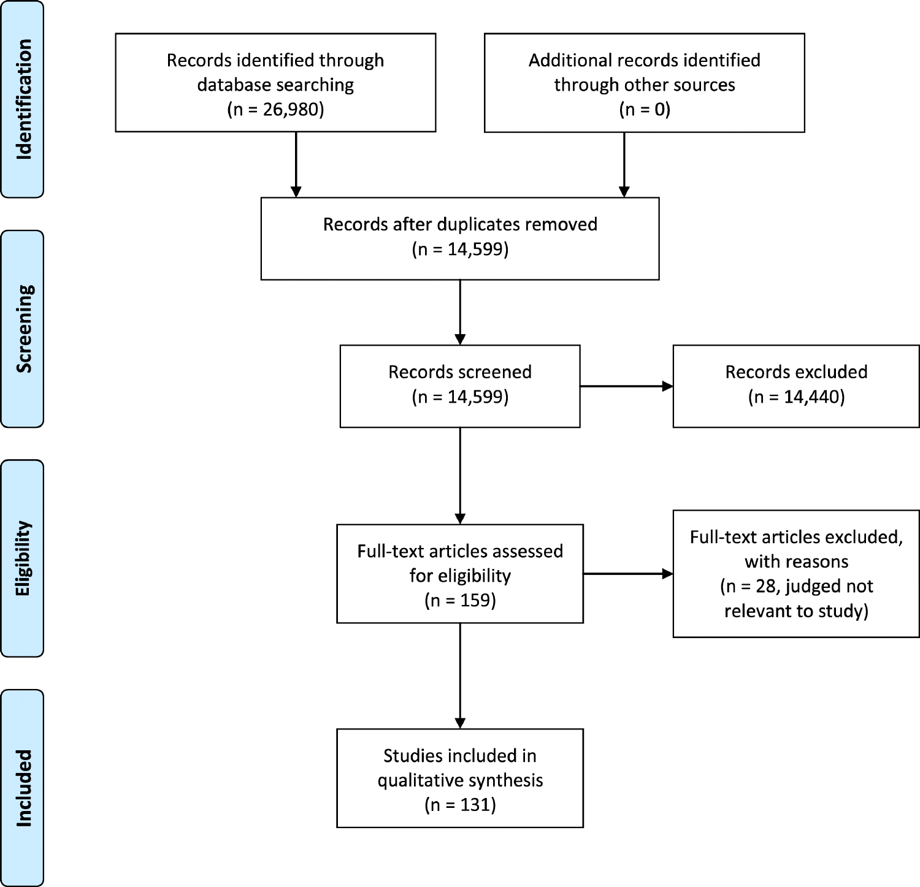Identification

Records identified through database searching (n = 26,980)

Additional records identified through other sources (n = 0)

Records after duplicates removed (n = 14,599)

Screening

Records screened (n = 14,599)

Records excluded (n = 14,440)

Eligibility

Full-text articles assessed for eligibility (n = 159)

Full-text articles excluded, with reasons (n = 28, judged not relevant to study)

Included

Studies included in qualitative synthesis (n = 131)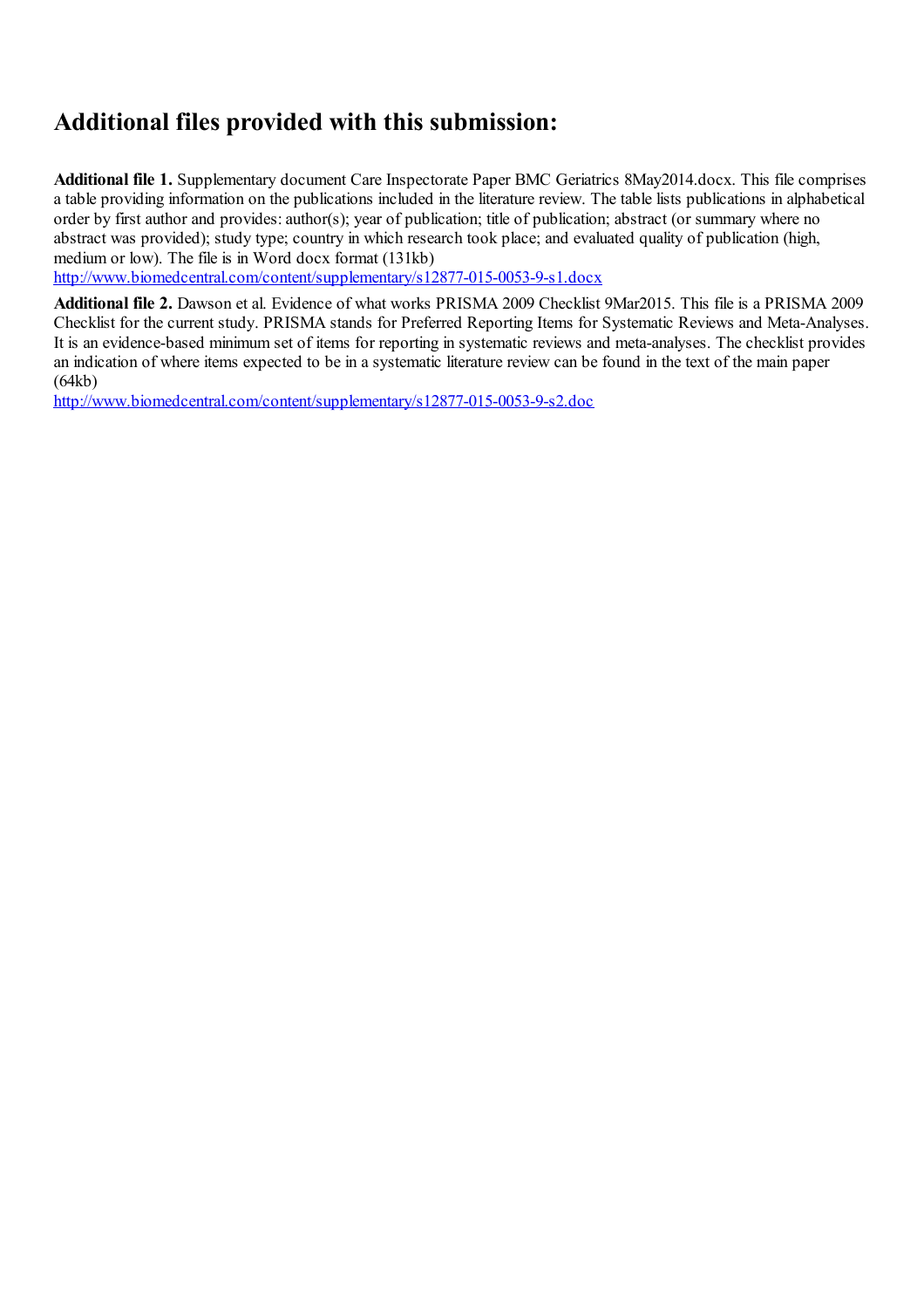# Additional files provided with this submission:

**Additional file 1.** Supplementary document Care Inspectorate Paper BMC Geriatrics 8May2014.docx. This file comprises a table providing information on the publications included in the literature review. The table lists publications in alphabetical order by first author and provides: author(s); year of publication; title of publication; abstract (or summary where no abstract was provided); study type; country in which research took place; and evaluated quality of publication (high, medium or low). The file is in Word docx format (131kb)
http://www.biomedcentral.com/content/supplementary/s12877-015-0053-9-s1.docx

**Additional file 2.** Dawson et al. Evidence of what works PRISMA 2009 Checklist 9Mar2015. This file is a PRISMA 2009 Checklist for the current study. PRISMA stands for Preferred Reporting Items for Systematic Reviews and Meta-Analyses. It is an evidence-based minimum set of items for reporting in systematic reviews and meta-analyses. The checklist provides an indication of where items expected to be in a systematic literature review can be found in the text of the main paper (64kb)
http://www.biomedcentral.com/content/supplementary/s12877-015-0053-9-s2.doc